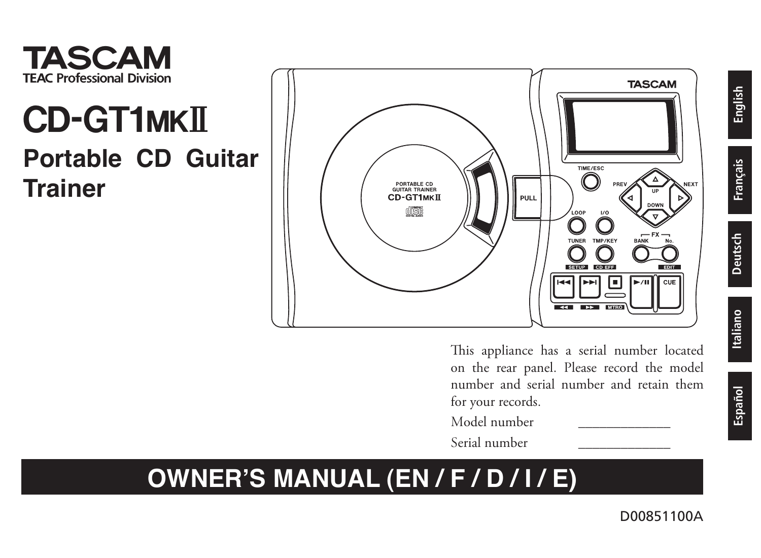# TASCAM

**TEAC Professional Division**

# CD-GT1MKII

## Portable CD Guitar Trainer

This appliance has a serial number located on the rear panel. Please record the model number and serial number and retain them for your records.

Model number ______________

Serial number ______________

## OWNER'S MANUAL (EN / F / D / I / E)

D00851100A

English | Français | Deutsch | Italiano | Español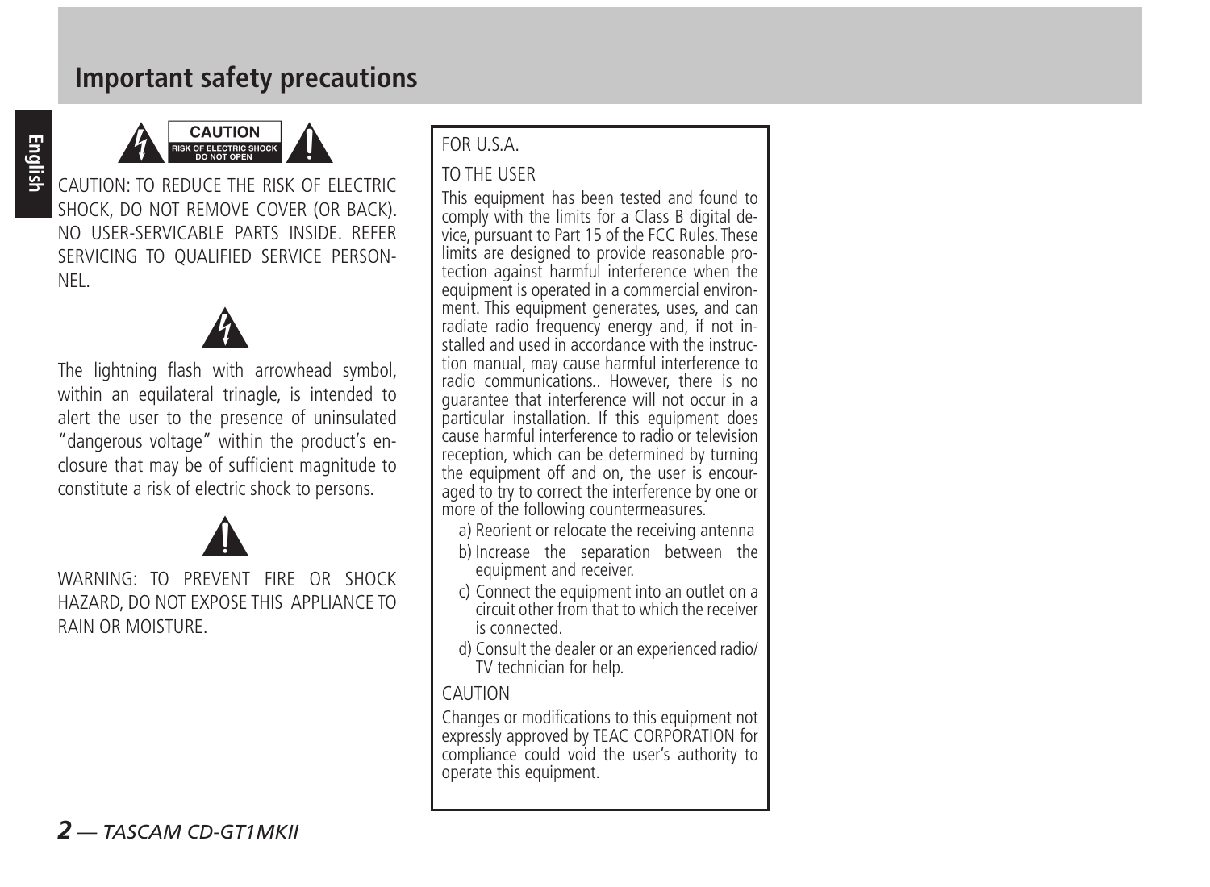# Important safety precautions

CAUTION
RISK OF ELECTRIC SHOCK
DO NOT OPEN

CAUTION: TO REDUCE THE RISK OF ELECTRIC SHOCK, DO NOT REMOVE COVER (OR BACK). NO USER-SERVICABLE PARTS INSIDE. REFER SERVICING TO QUALIFIED SERVICE PERSONNEL.

The lightning flash with arrowhead symbol, within an equilateral trinagle, is intended to alert the user to the presence of uninsulated "dangerous voltage" within the product's enclosure that may be of sufficient magnitude to constitute a risk of electric shock to persons.

WARNING: TO PREVENT FIRE OR SHOCK HAZARD, DO NOT EXPOSE THIS APPLIANCE TO RAIN OR MOISTURE.

FOR U.S.A.

TO THE USER

This equipment has been tested and found to comply with the limits for a Class B digital device, pursuant to Part 15 of the FCC Rules. These limits are designed to provide reasonable protection against harmful interference when the equipment is operated in a commercial environment. This equipment generates, uses, and can radiate radio frequency energy and, if not installed and used in accordance with the instruction manual, may cause harmful interference to radio communications.. However, there is no guarantee that interference will not occur in a particular installation. If this equipment does cause harmful interference to radio or television reception, which can be determined by turning the equipment off and on, the user is encouraged to try to correct the interference by one or more of the following countermeasures.

a) Reorient or relocate the receiving antenna
b) Increase the separation between the equipment and receiver.
c) Connect the equipment into an outlet on a circuit other from that to which the receiver is connected.
d) Consult the dealer or an experienced radio/TV technician for help.

CAUTION

Changes or modifications to this equipment not expressly approved by TEAC CORPORATION for compliance could void the user's authority to operate this equipment.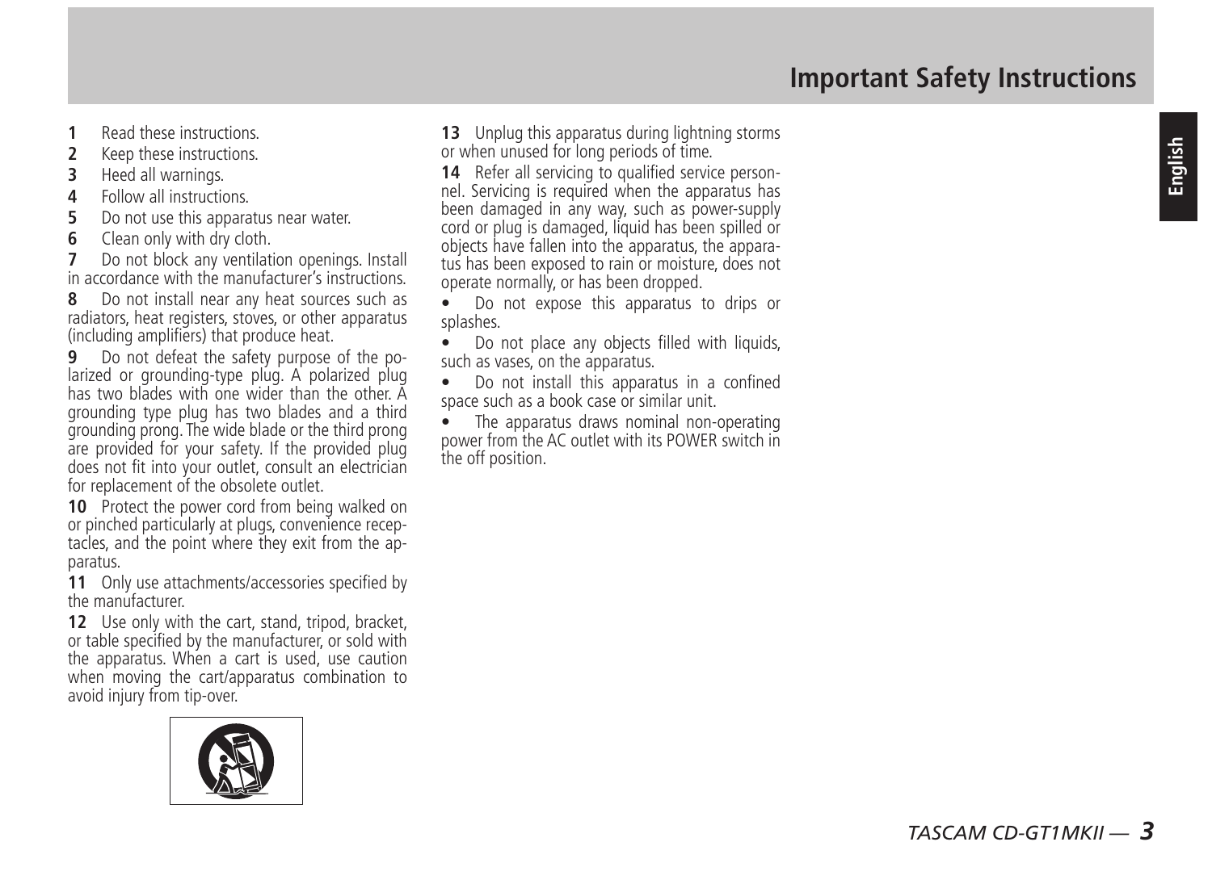# Important Safety Instructions

**1** Read these instructions.

**2** Keep these instructions.

**3** Heed all warnings.

**4** Follow all instructions.

**5** Do not use this apparatus near water.

**6** Clean only with dry cloth.

**7** Do not block any ventilation openings. Install in accordance with the manufacturer's instructions.

**8** Do not install near any heat sources such as radiators, heat registers, stoves, or other apparatus (including amplifiers) that produce heat.

**9** Do not defeat the safety purpose of the polarized or grounding-type plug. A polarized plug has two blades with one wider than the other. A grounding type plug has two blades and a third grounding prong. The wide blade or the third prong are provided for your safety. If the provided plug does not fit into your outlet, consult an electrician for replacement of the obsolete outlet.

**10** Protect the power cord from being walked on or pinched particularly at plugs, convenience receptacles, and the point where they exit from the apparatus.

**11** Only use attachments/accessories specified by the manufacturer.

**12** Use only with the cart, stand, tripod, bracket, or table specified by the manufacturer, or sold with the apparatus. When a cart is used, use caution when moving the cart/apparatus combination to avoid injury from tip-over.

**13** Unplug this apparatus during lightning storms or when unused for long periods of time.

**14** Refer all servicing to qualified service personnel. Servicing is required when the apparatus has been damaged in any way, such as power-supply cord or plug is damaged, liquid has been spilled or objects have fallen into the apparatus, the apparatus has been exposed to rain or moisture, does not operate normally, or has been dropped.

- Do not expose this apparatus to drips or splashes.
- Do not place any objects filled with liquids, such as vases, on the apparatus.
- Do not install this apparatus in a confined space such as a book case or similar unit.
- The apparatus draws nominal non-operating power from the AC outlet with its POWER switch in the off position.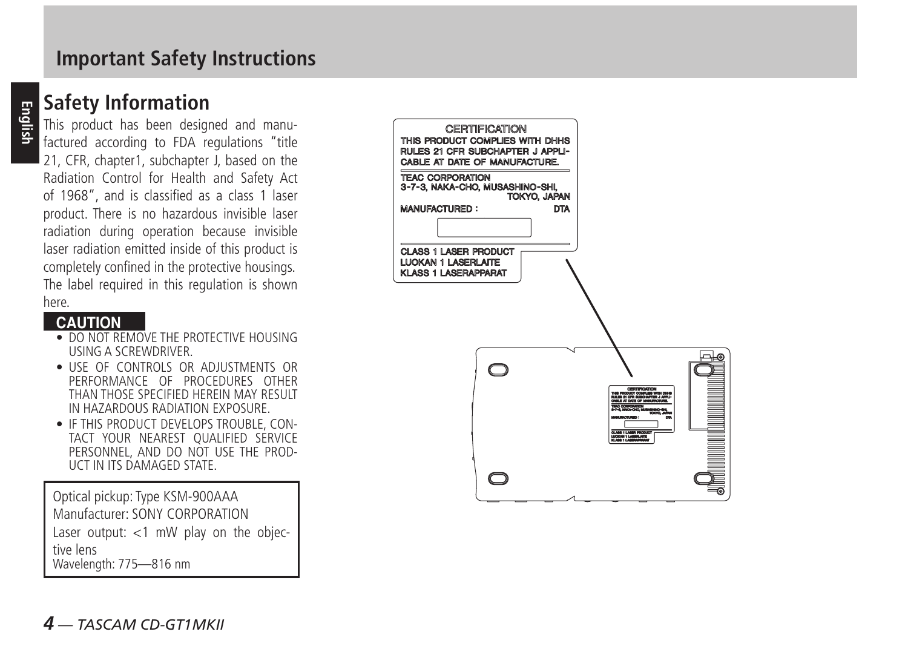# Important Safety Instructions

## Safety Information

This product has been designed and manufactured according to FDA regulations "title 21, CFR, chapter1, subchapter J, based on the Radiation Control for Health and Safety Act of 1968", and is classified as a class 1 laser product. There is no hazardous invisible laser radiation during operation because invisible laser radiation emitted inside of this product is completely confined in the protective housings.

The label required in this regulation is shown here.

**CAUTION**

- DO NOT REMOVE THE PROTECTIVE HOUSING USING A SCREWDRIVER.
- USE OF CONTROLS OR ADJUSTMENTS OR PERFORMANCE OF PROCEDURES OTHER THAN THOSE SPECIFIED HEREIN MAY RESULT IN HAZARDOUS RADIATION EXPOSURE.
- IF THIS PRODUCT DEVELOPS TROUBLE, CONTACT YOUR NEAREST QUALIFIED SERVICE PERSONNEL, AND DO NOT USE THE PRODUCT IN ITS DAMAGED STATE.

Optical pickup: Type KSM-900AAA
Manufacturer: SONY CORPORATION
Laser output: <1 mW play on the objective lens
Wavelength: 775—816 nm

CERTIFICATION
THIS PRODUCT COMPLIES WITH DHHS RULES 21 CFR SUBCHAPTER J APPLICABLE AT DATE OF MANUFACTURE.

TEAC CORPORATION
3-7-3, NAKA-CHO, MUSASHINO-SHI, TOKYO, JAPAN

MANUFACTURED : DTA

CLASS 1 LASER PRODUCT
LUOKAN 1 LASERLAITE
KLASS 1 LASERAPPARAT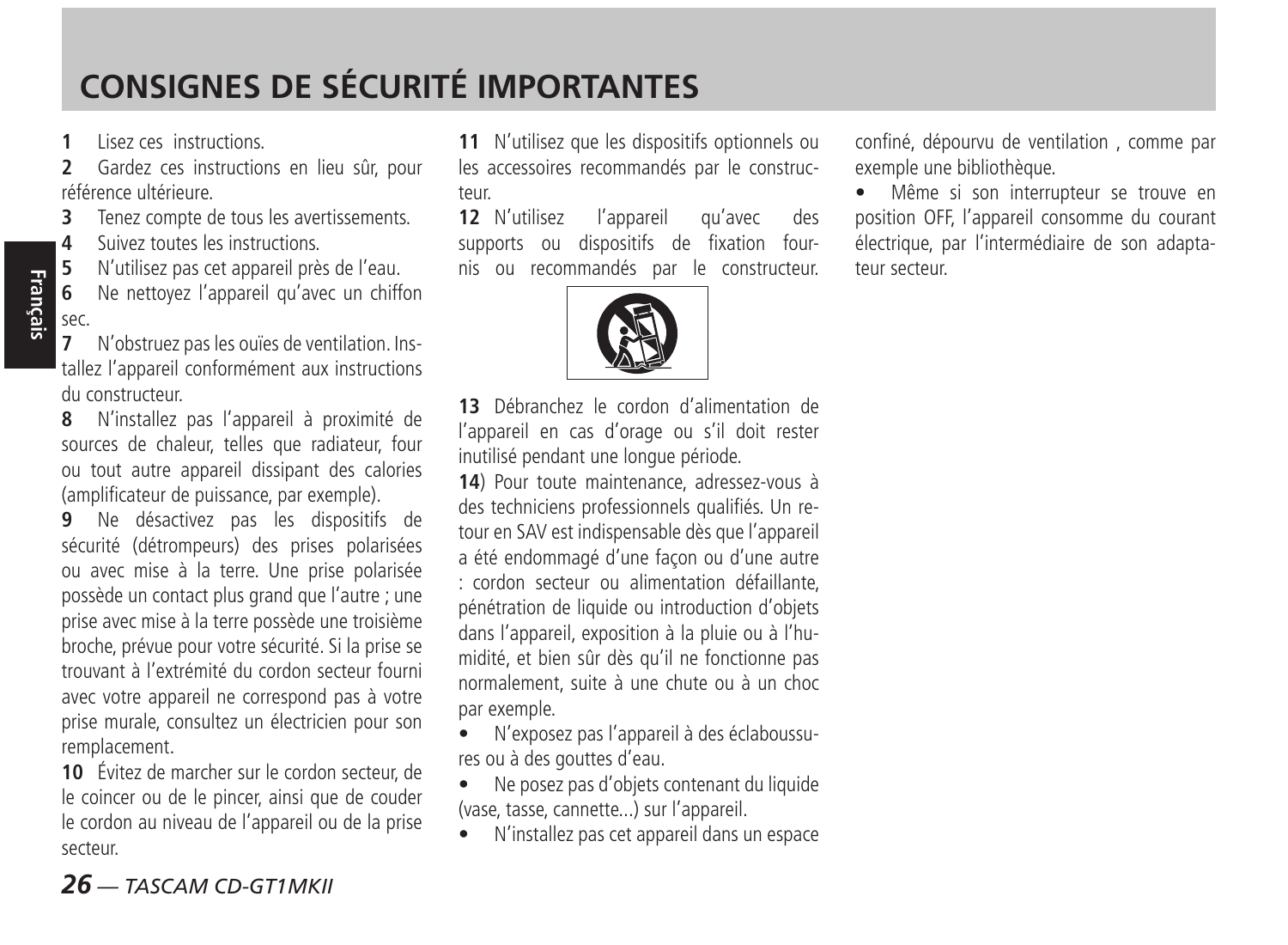# CONSIGNES DE SÉCURITÉ IMPORTANTES

**1** Lisez ces instructions.

**2** Gardez ces instructions en lieu sûr, pour référence ultérieure.

**3** Tenez compte de tous les avertissements.

**4** Suivez toutes les instructions.

**5** N'utilisez pas cet appareil près de l'eau.

**6** Ne nettoyez l'appareil qu'avec un chiffon sec.

**7** N'obstruez pas les ouïes de ventilation. Installez l'appareil conformément aux instructions du constructeur.

**8** N'installez pas l'appareil à proximité de sources de chaleur, telles que radiateur, four ou tout autre appareil dissipant des calories (amplificateur de puissance, par exemple).

**9** Ne désactivez pas les dispositifs de sécurité (détrompeurs) des prises polarisées ou avec mise à la terre. Une prise polarisée possède un contact plus grand que l'autre ; une prise avec mise à la terre possède une troisième broche, prévue pour votre sécurité. Si la prise se trouvant à l'extrémité du cordon secteur fourni avec votre appareil ne correspond pas à votre prise murale, consultez un électricien pour son remplacement.

**10** Évitez de marcher sur le cordon secteur, de le coincer ou de le pincer, ainsi que de couder le cordon au niveau de l'appareil ou de la prise secteur.

**11** N'utilisez que les dispositifs optionnels ou les accessoires recommandés par le constructeur.

**12** N'utilisez l'appareil qu'avec des supports ou dispositifs de fixation fournis ou recommandés par le constructeur.

**13** Débranchez le cordon d'alimentation de l'appareil en cas d'orage ou s'il doit rester inutilisé pendant une longue période.

**14**) Pour toute maintenance, adressez-vous à des techniciens professionnels qualifiés. Un retour en SAV est indispensable dès que l'appareil a été endommagé d'une façon ou d'une autre : cordon secteur ou alimentation défaillante, pénétration de liquide ou introduction d'objets dans l'appareil, exposition à la pluie ou à l'humidité, et bien sûr dès qu'il ne fonctionne pas normalement, suite à une chute ou à un choc par exemple.

- N'exposez pas l'appareil à des éclaboussures ou à des gouttes d'eau.
- Ne posez pas d'objets contenant du liquide (vase, tasse, cannette...) sur l'appareil.
- N'installez pas cet appareil dans un espace confiné, dépourvu de ventilation , comme par exemple une bibliothèque.
- Même si son interrupteur se trouve en position OFF, l'appareil consomme du courant électrique, par l'intermédiaire de son adaptateur secteur.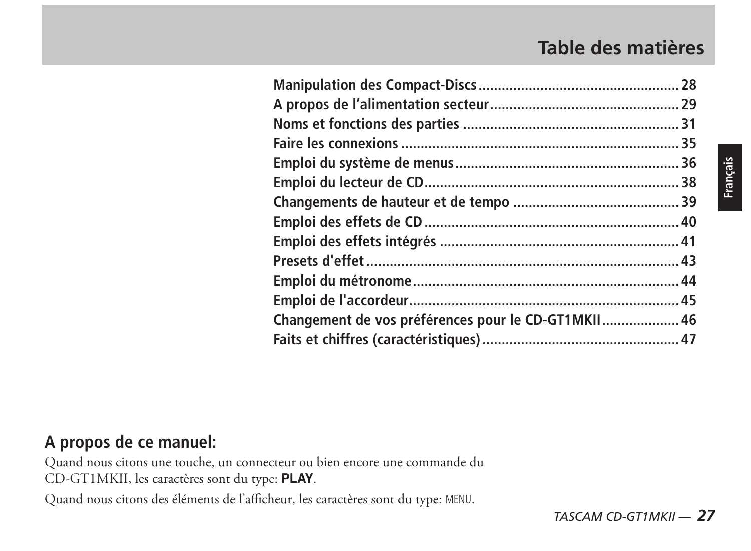# Table des matières

Manipulation des Compact-Discs .................................................... 28
A propos de l’alimentation secteur ................................................. 29
Noms et fonctions des parties ........................................................ 31
Faire les connexions ......................................................................... 35
Emploi du système de menus .......................................................... 36
Emploi du lecteur de CD .................................................................. 38
Changements de hauteur et de tempo ........................................... 39
Emploi des effets de CD .................................................................. 40
Emploi des effets intégrés ............................................................... 41
Presets d'effet ................................................................................... 43
Emploi du métronome ...................................................................... 44
Emploi de l'accordeur ....................................................................... 45
Changement de vos préférences pour le CD-GT1MKII .................... 46
Faits et chiffres (caractéristiques) .................................................... 47

## A propos de ce manuel:

Quand nous citons une touche, un connecteur ou bien encore une commande du CD-GT1MKII, les caractères sont du type: **PLAY**.

Quand nous citons des éléments de l’afficheur, les caractères sont du type: MENU.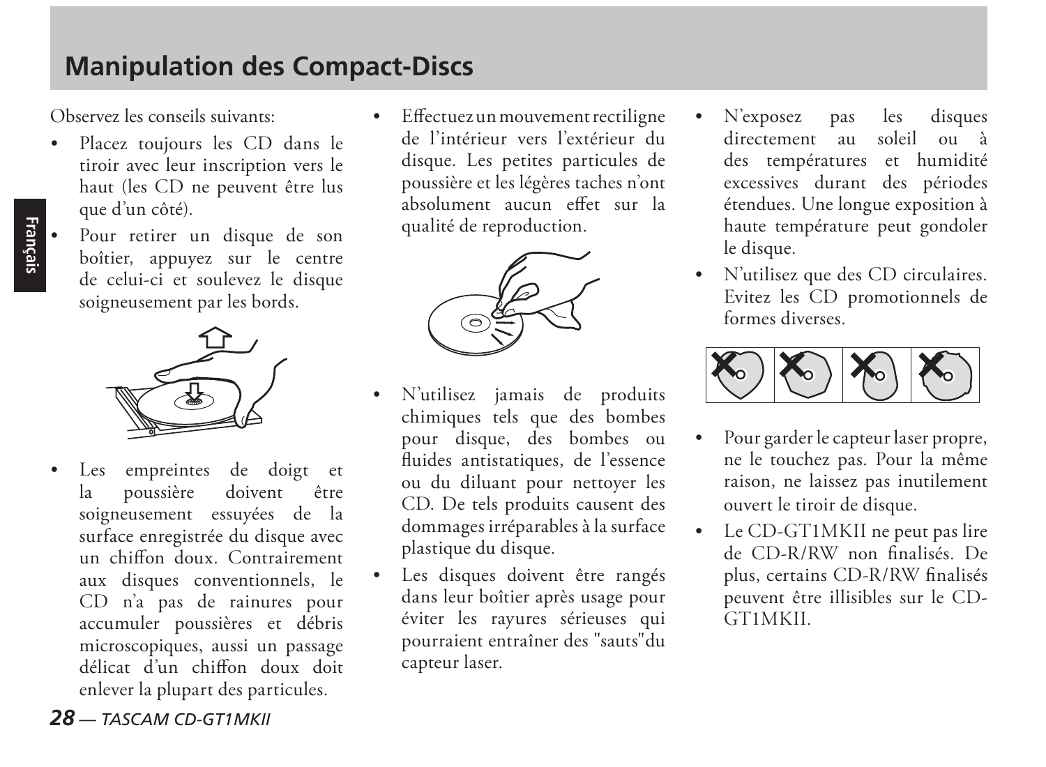# Manipulation des Compact-Discs

Observez les conseils suivants:

- Placez toujours les CD dans le tiroir avec leur inscription vers le haut (les CD ne peuvent être lus que d'un côté).
- Pour retirer un disque de son boîtier, appuyez sur le centre de celui-ci et soulevez le disque soigneusement par les bords.
- Les empreintes de doigt et la poussière doivent être soigneusement essuyées de la surface enregistrée du disque avec un chiffon doux. Contrairement aux disques conventionnels, le CD n'a pas de rainures pour accumuler poussières et débris microscopiques, aussi un passage délicat d'un chiffon doux doit enlever la plupart des particules.
- Effectuez un mouvement rectiligne de l'intérieur vers l'extérieur du disque. Les petites particules de poussière et les légères taches n'ont absolument aucun effet sur la qualité de reproduction.
- N'utilisez jamais de produits chimiques tels que des bombes pour disque, des bombes ou fluides antistatiques, de l'essence ou du diluant pour nettoyer les CD. De tels produits causent des dommages irréparables à la surface plastique du disque.
- Les disques doivent être rangés dans leur boîtier après usage pour éviter les rayures sérieuses qui pourraient entraîner des "sauts"du capteur laser.
- N'exposez pas les disques directement au soleil ou à des températures et humidité excessives durant des périodes étendues. Une longue exposition à haute température peut gondoler le disque.
- N'utilisez que des CD circulaires. Evitez les CD promotionnels de formes diverses.
- Pour garder le capteur laser propre, ne le touchez pas. Pour la même raison, ne laissez pas inutilement ouvert le tiroir de disque.
- Le CD-GT1MKII ne peut pas lire de CD-R/RW non finalisés. De plus, certains CD-R/RW finalisés peuvent être illisibles sur le CD-GT1MKII.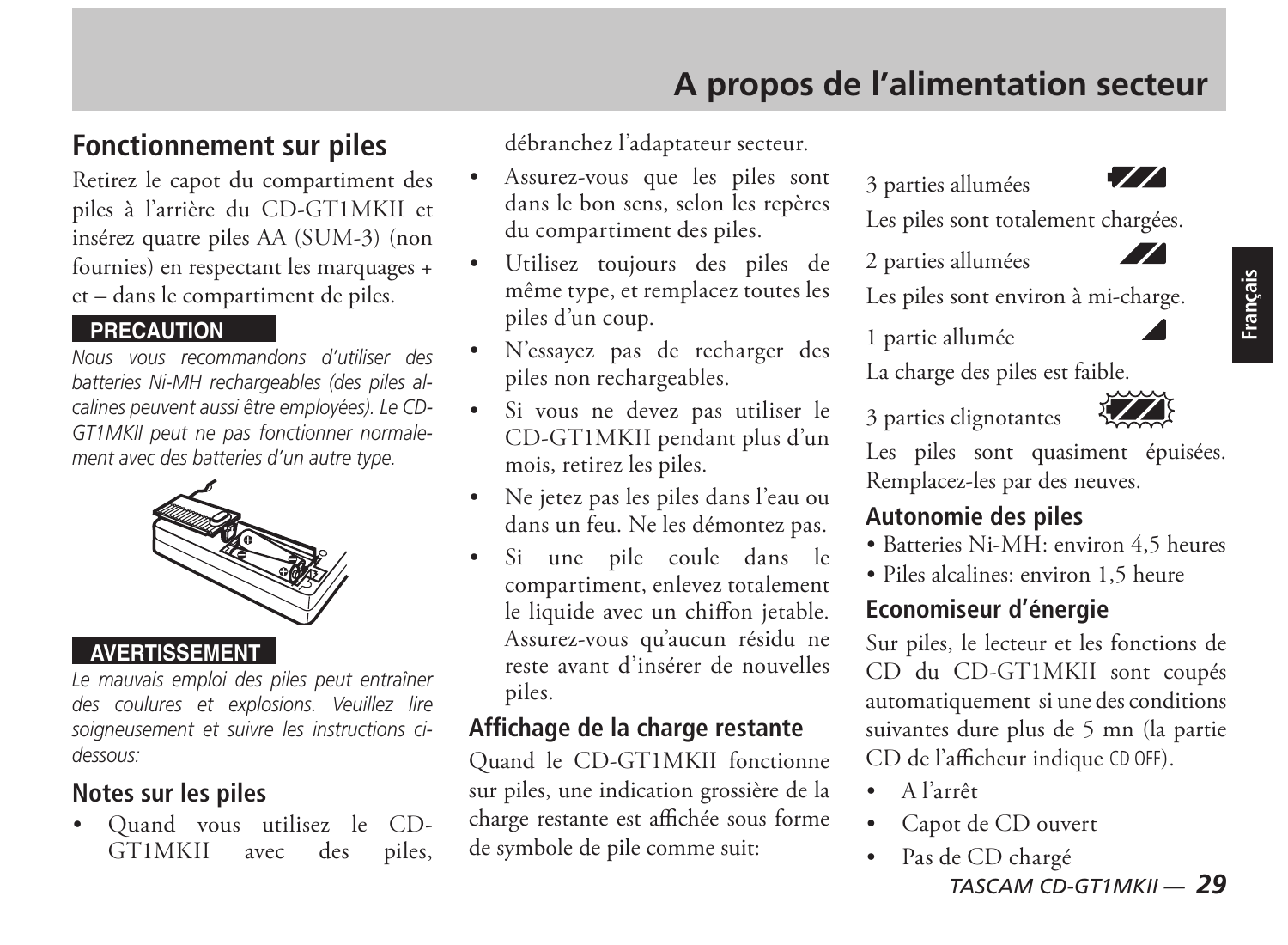# A propos de l'alimentation secteur

## Fonctionnement sur piles

Retirez le capot du compartiment des piles à l'arrière du CD-GT1MKII et insérez quatre piles AA (SUM-3) (non fournies) en respectant les marquages + et – dans le compartiment de piles.

**PRECAUTION**

*Nous vous recommandons d'utiliser des batteries Ni-MH rechargeables (des piles alcalines peuvent aussi être employées). Le CD-GT1MKII peut ne pas fonctionner normalement avec des batteries d'un autre type.*

**AVERTISSEMENT**

*Le mauvais emploi des piles peut entraîner des coulures et explosions. Veuillez lire soigneusement et suivre les instructions ci-dessous:*

### Notes sur les piles

- Quand vous utilisez le CD-GT1MKII avec des piles, débranchez l'adaptateur secteur.
- Assurez-vous que les piles sont dans le bon sens, selon les repères du compartiment des piles.
- Utilisez toujours des piles de même type, et remplacez toutes les piles d'un coup.
- N'essayez pas de recharger des piles non rechargeables.
- Si vous ne devez pas utiliser le CD-GT1MKII pendant plus d'un mois, retirez les piles.
- Ne jetez pas les piles dans l'eau ou dans un feu. Ne les démontez pas.
- Si une pile coule dans le compartiment, enlevez totalement le liquide avec un chiffon jetable. Assurez-vous qu'aucun résidu ne reste avant d'insérer de nouvelles piles.

### Affichage de la charge restante

Quand le CD-GT1MKII fonctionne sur piles, une indication grossière de la charge restante est affichée sous forme de symbole de pile comme suit:

3 parties allumées

Les piles sont totalement chargées.

2 parties allumées

Les piles sont environ à mi-charge.

1 partie allumée

La charge des piles est faible.

3 parties clignotantes

Les piles sont quasiment épuisées. Remplacez-les par des neuves.

### Autonomie des piles

- Batteries Ni-MH: environ 4,5 heures
- Piles alcalines: environ 1,5 heure

### Economiseur d'énergie

Sur piles, le lecteur et les fonctions de CD du CD-GT1MKII sont coupés automatiquement si une des conditions suivantes dure plus de 5 mn (la partie CD de l'afficheur indique CD OFF).

- A l'arrêt
- Capot de CD ouvert
- Pas de CD chargé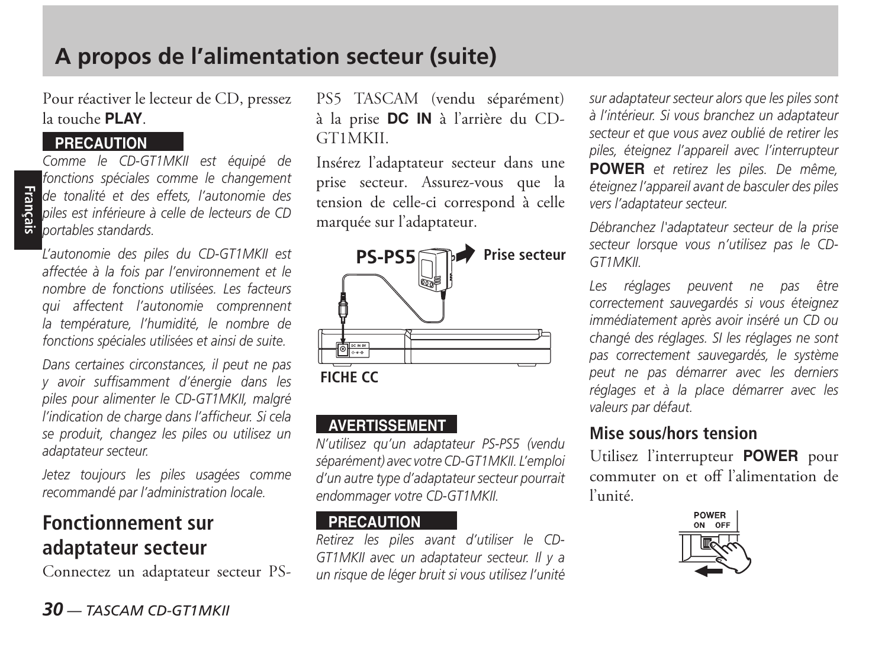# A propos de l'alimentation secteur (suite)

Pour réactiver le lecteur de CD, pressez la touche **PLAY**.

**PRECAUTION**

*Comme le CD-GT1MKII est équipé de fonctions spéciales comme le changement de tonalité et des effets, l'autonomie des piles est inférieure à celle de lecteurs de CD portables standards.*

*L'autonomie des piles du CD-GT1MKII est affectée à la fois par l'environnement et le nombre de fonctions utilisées. Les facteurs qui affectent l'autonomie comprennent la température, l'humidité, le nombre de fonctions spéciales utilisées et ainsi de suite.*

*Dans certaines circonstances, il peut ne pas y avoir suffisamment d'énergie dans les piles pour alimenter le CD-GT1MKII, malgré l'indication de charge dans l'afficheur. Si cela se produit, changez les piles ou utilisez un adaptateur secteur.*

*Jetez toujours les piles usagées comme recommandé par l'administration locale.*

## Fonctionnement sur adaptateur secteur

Connectez un adaptateur secteur PS-PS5 TASCAM (vendu séparément) à la prise **DC IN** à l'arrière du CD-GT1MKII.

Insérez l'adaptateur secteur dans une prise secteur. Assurez-vous que la tension de celle-ci correspond à celle marquée sur l'adaptateur.

PS-PS5 — Prise secteur

FICHE CC

**AVERTISSEMENT**

*N'utilisez qu'un adaptateur PS-PS5 (vendu séparément) avec votre CD-GT1MKII. L'emploi d'un autre type d'adaptateur secteur pourrait endommager votre CD-GT1MKII.*

**PRECAUTION**

*Retirez les piles avant d'utiliser le CD-GT1MKII avec un adaptateur secteur. Il y a un risque de léger bruit si vous utilisez l'unité sur adaptateur secteur alors que les piles sont à l'intérieur. Si vous branchez un adaptateur secteur et que vous avez oublié de retirer les piles, éteignez l'appareil avec l'interrupteur* **POWER** *et retirez les piles. De même, éteignez l'appareil avant de basculer des piles vers l'adaptateur secteur.*

*Débranchez l'adaptateur secteur de la prise secteur lorsque vous n'utilisez pas le CD-GT1MKII.*

*Les réglages peuvent ne pas être correctement sauvegardés si vous éteignez immédiatement après avoir inséré un CD ou changé des réglages. SI les réglages ne sont pas correctement sauvegardés, le système peut ne pas démarrer avec les derniers réglages et à la place démarrer avec les valeurs par défaut.*

### Mise sous/hors tension

Utilisez l'interrupteur **POWER** pour commuter on et off l'alimentation de l'unité.

POWER
ON OFF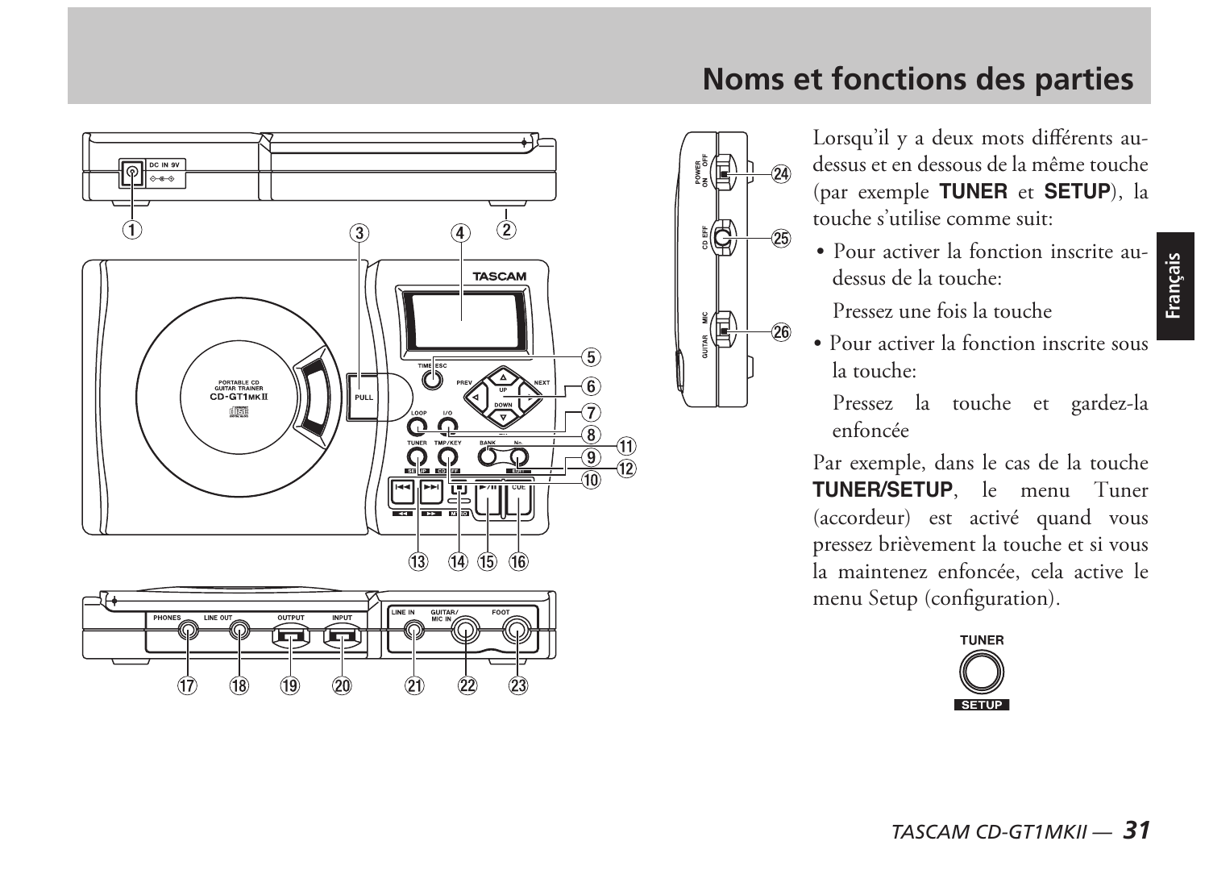# Noms et fonctions des parties

Lorsqu'il y a deux mots différents au-dessus et en dessous de la même touche (par exemple **TUNER** et **SETUP**), la touche s'utilise comme suit:

- Pour activer la fonction inscrite au-dessus de la touche:

  Pressez une fois la touche

- Pour activer la fonction inscrite sous la touche:

  Pressez la touche et gardez-la enfoncée

Par exemple, dans le cas de la touche **TUNER/SETUP**, le menu Tuner (accordeur) est activé quand vous pressez brièvement la touche et si vous la maintenez enfoncée, cela active le menu Setup (configuration).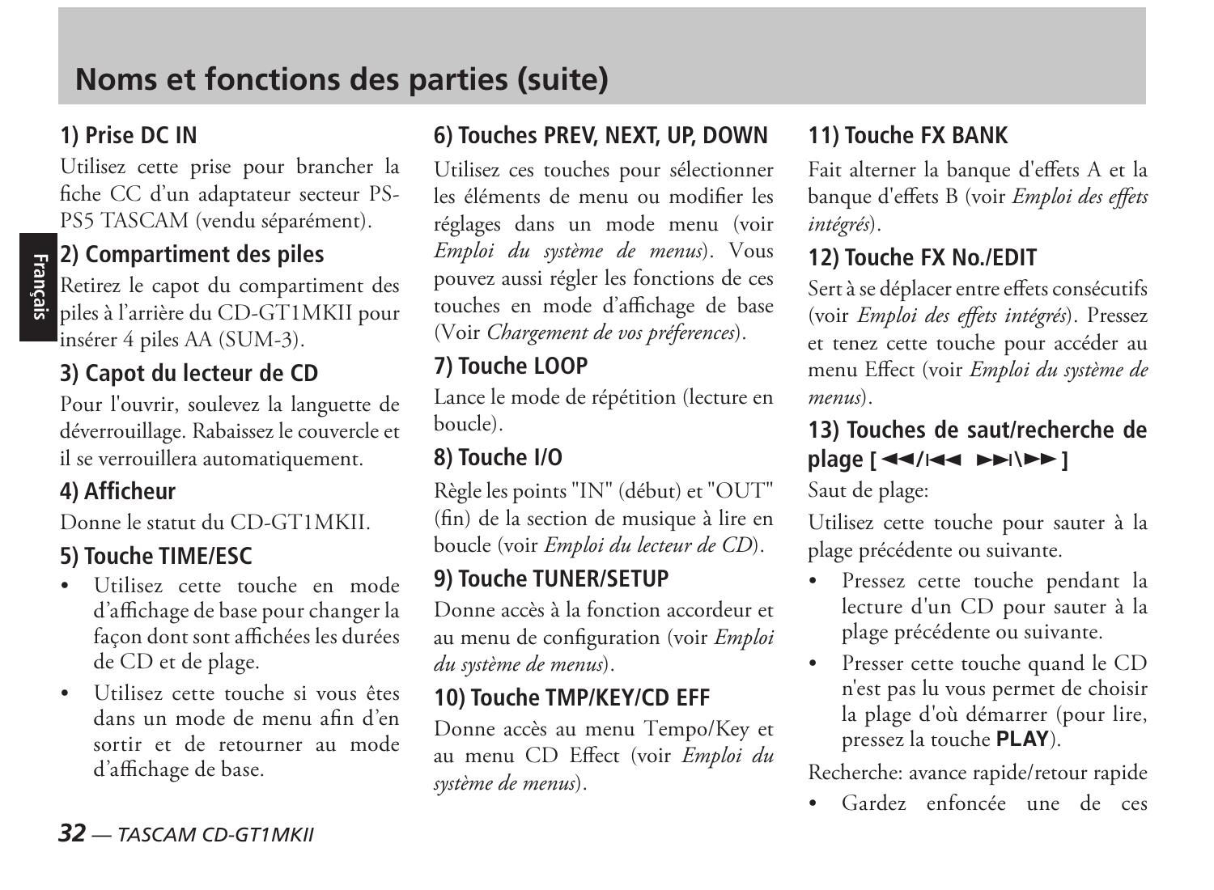# Noms et fonctions des parties (suite)

### 1) Prise DC IN

Utilisez cette prise pour brancher la fiche CC d'un adaptateur secteur PS-PS5 TASCAM (vendu séparément).

### 2) Compartiment des piles

Retirez le capot du compartiment des piles à l'arrière du CD-GT1MKII pour insérer 4 piles AA (SUM-3).

### 3) Capot du lecteur de CD

Pour l'ouvrir, soulevez la languette de déverrouillage. Rabaissez le couvercle et il se verrouillera automatiquement.

### 4) Afficheur

Donne le statut du CD-GT1MKII.

### 5) Touche TIME/ESC

- Utilisez cette touche en mode d'affichage de base pour changer la façon dont sont affichées les durées de CD et de plage.
- Utilisez cette touche si vous êtes dans un mode de menu afin d'en sortir et de retourner au mode d'affichage de base.

### 6) Touches PREV, NEXT, UP, DOWN

Utilisez ces touches pour sélectionner les éléments de menu ou modifier les réglages dans un mode menu (voir *Emploi du système de menus*). Vous pouvez aussi régler les fonctions de ces touches en mode d'affichage de base (Voir *Chargement de vos préferences*).

### 7) Touche LOOP

Lance le mode de répétition (lecture en boucle).

### 8) Touche I/O

Règle les points "IN" (début) et "OUT" (fin) de la section de musique à lire en boucle (voir *Emploi du lecteur de CD*).

### 9) Touche TUNER/SETUP

Donne accès à la fonction accordeur et au menu de configuration (voir *Emploi du système de menus*).

### 10) Touche TMP/KEY/CD EFF

Donne accès au menu Tempo/Key et au menu CD Effect (voir *Emploi du système de menus*).

### 11) Touche FX BANK

Fait alterner la banque d'effets A et la banque d'effets B (voir *Emploi des effets intégrés*).

### 12) Touche FX No./EDIT

Sert à se déplacer entre effets consécutifs (voir *Emploi des effets intégrés*). Pressez et tenez cette touche pour accéder au menu Effect (voir *Emploi du système de menus*).

### 13) Touches de saut/recherche de plage [ ◄◄/I◄◄ ►►I\►► ]

Saut de plage:

Utilisez cette touche pour sauter à la plage précédente ou suivante.

- Pressez cette touche pendant la lecture d'un CD pour sauter à la plage précédente ou suivante.
- Presser cette touche quand le CD n'est pas lu vous permet de choisir la plage d'où démarrer (pour lire, pressez la touche **PLAY**).

Recherche: avance rapide/retour rapide

- Gardez enfoncée une de ces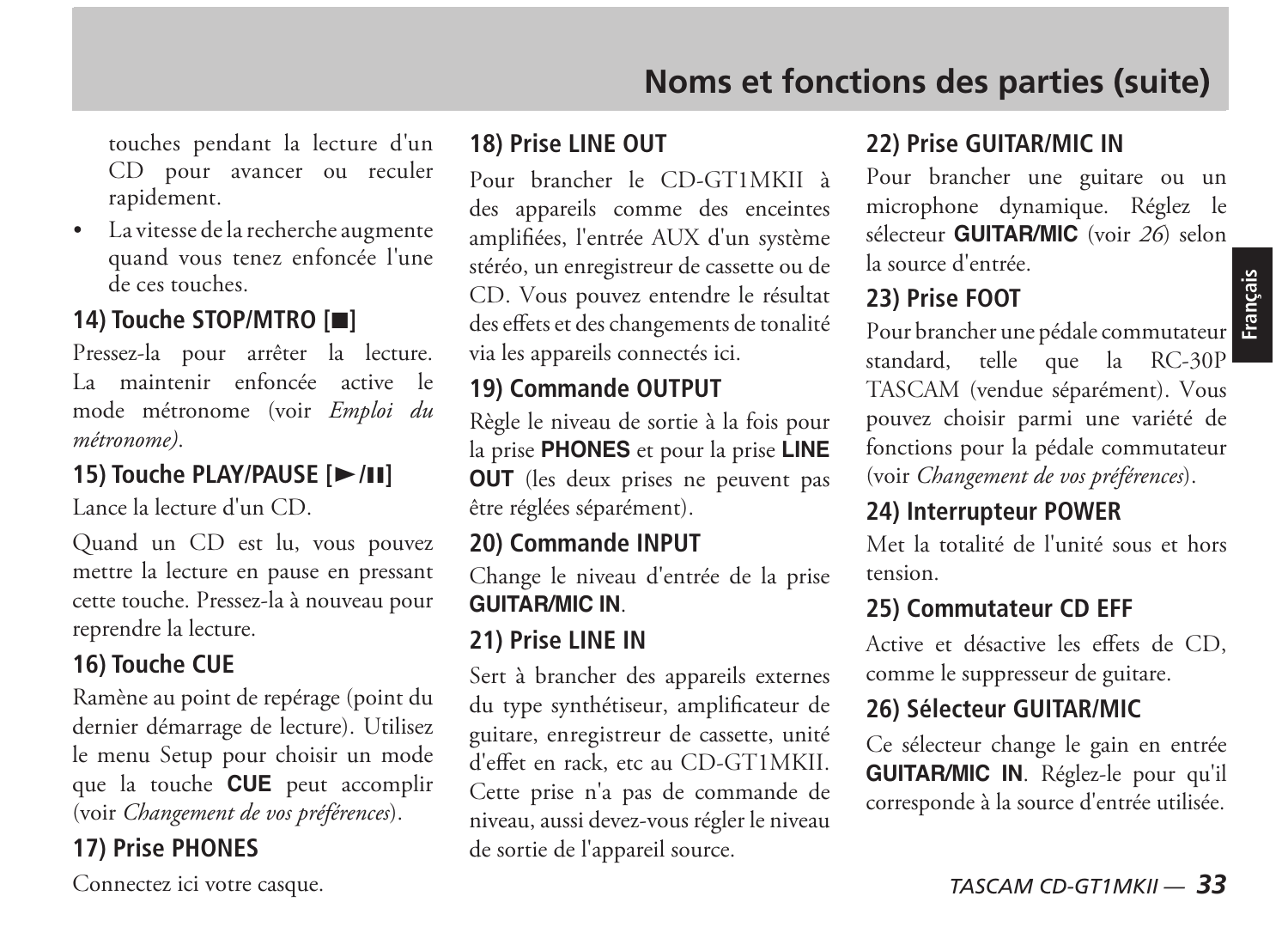touches pendant la lecture d'un CD pour avancer ou reculer rapidement.

- La vitesse de la recherche augmente quand vous tenez enfoncée l'une de ces touches.

### 14) Touche STOP/MTRO [■]

Pressez-la pour arrêter la lecture. La maintenir enfoncée active le mode métronome (voir *Emploi du métronome)*.

### 15) Touche PLAY/PAUSE [►/II]

Lance la lecture d'un CD.

Quand un CD est lu, vous pouvez mettre la lecture en pause en pressant cette touche. Pressez-la à nouveau pour reprendre la lecture.

### 16) Touche CUE

Ramène au point de repérage (point du dernier démarrage de lecture). Utilisez le menu Setup pour choisir un mode que la touche **CUE** peut accomplir (voir *Changement de vos préférences*).

### 17) Prise PHONES

Connectez ici votre casque.

### 18) Prise LINE OUT

Pour brancher le CD-GT1MKII à des appareils comme des enceintes amplifiées, l'entrée AUX d'un système stéréo, un enregistreur de cassette ou de CD. Vous pouvez entendre le résultat des effets et des changements de tonalité via les appareils connectés ici.

### 19) Commande OUTPUT

Règle le niveau de sortie à la fois pour la prise **PHONES** et pour la prise **LINE OUT** (les deux prises ne peuvent pas être réglées séparément).

### 20) Commande INPUT

Change le niveau d'entrée de la prise **GUITAR/MIC IN**.

### 21) Prise LINE IN

Sert à brancher des appareils externes du type synthétiseur, amplificateur de guitare, enregistreur de cassette, unité d'effet en rack, etc au CD-GT1MKII. Cette prise n'a pas de commande de niveau, aussi devez-vous régler le niveau de sortie de l'appareil source.

### 22) Prise GUITAR/MIC IN

Pour brancher une guitare ou un microphone dynamique. Réglez le sélecteur **GUITAR/MIC** (voir *26*) selon la source d'entrée.

### 23) Prise FOOT

Pour brancher une pédale commutateur standard, telle que la RC-30P TASCAM (vendue séparément). Vous pouvez choisir parmi une variété de fonctions pour la pédale commutateur (voir *Changement de vos préférences*).

### 24) Interrupteur POWER

Met la totalité de l'unité sous et hors tension.

### 25) Commutateur CD EFF

Active et désactive les effets de CD, comme le suppresseur de guitare.

### 26) Sélecteur GUITAR/MIC

Ce sélecteur change le gain en entrée **GUITAR/MIC IN**. Réglez-le pour qu'il corresponde à la source d'entrée utilisée.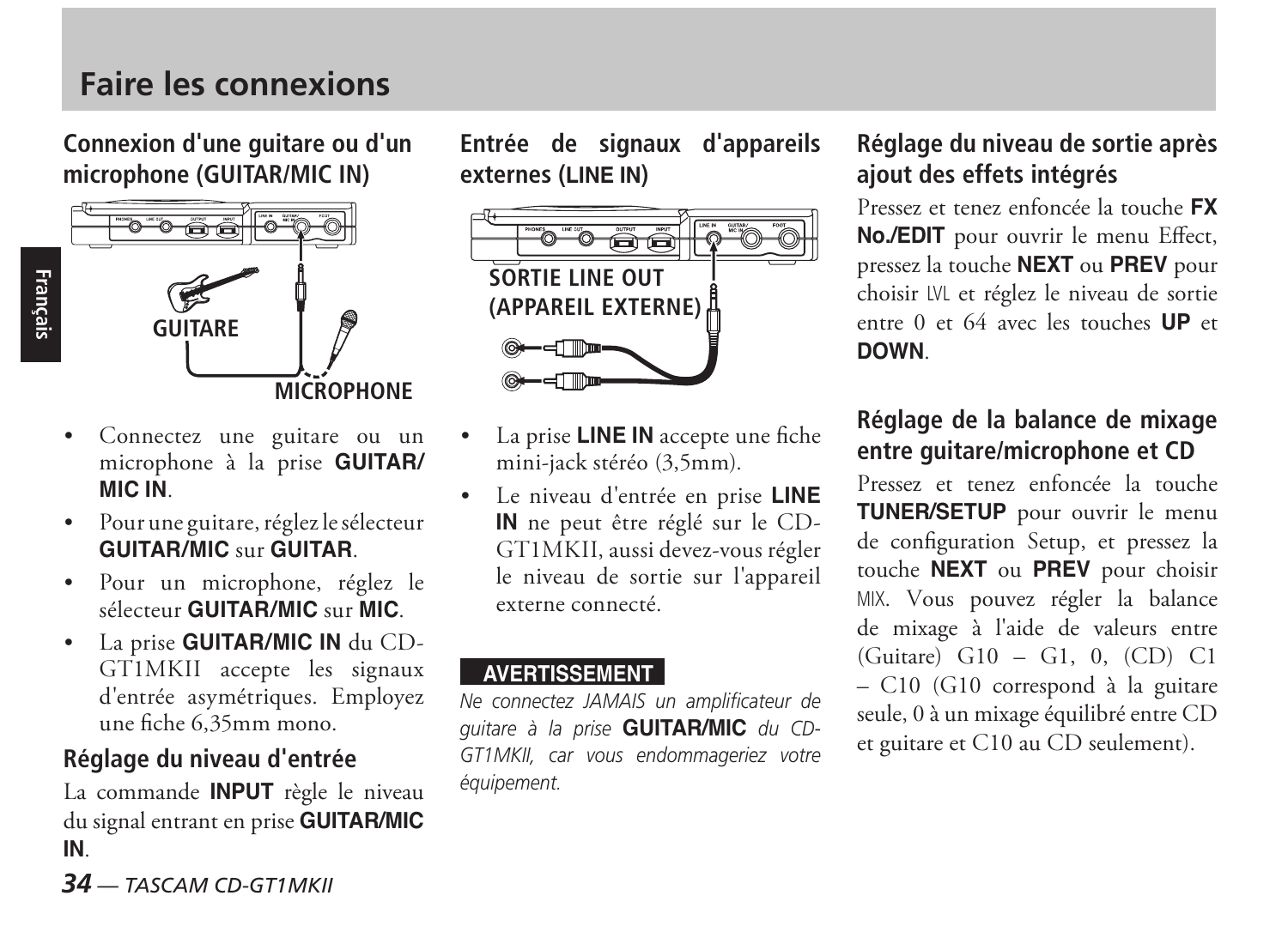# Faire les connexions

## Connexion d'une guitare ou d'un microphone (GUITAR/MIC IN)

GUITARE

MICROPHONE

- Connectez une guitare ou un microphone à la prise **GUITAR/MIC IN**.
- Pour une guitare, réglez le sélecteur **GUITAR/MIC** sur **GUITAR**.
- Pour un microphone, réglez le sélecteur **GUITAR/MIC** sur **MIC**.
- La prise **GUITAR/MIC IN** du CD-GT1MKII accepte les signaux d'entrée asymétriques. Employez une fiche 6,35mm mono.

### Réglage du niveau d'entrée

La commande **INPUT** règle le niveau du signal entrant en prise **GUITAR/MIC IN**.

## Entrée de signaux d'appareils externes (LINE IN)

SORTIE LINE OUT (APPAREIL EXTERNE)

- La prise **LINE IN** accepte une fiche mini-jack stéréo (3,5mm).
- Le niveau d'entrée en prise **LINE IN** ne peut être réglé sur le CD-GT1MKII, aussi devez-vous régler le niveau de sortie sur l'appareil externe connecté.

**AVERTISSEMENT**

*Ne connectez JAMAIS un amplificateur de guitare à la prise* **GUITAR/MIC** *du CD-GT1MKII, car vous endommageriez votre équipement.*

## Réglage du niveau de sortie après ajout des effets intégrés

Pressez et tenez enfoncée la touche **FX No./EDIT** pour ouvrir le menu Effect, pressez la touche **NEXT** ou **PREV** pour choisir LVL et réglez le niveau de sortie entre 0 et 64 avec les touches **UP** et **DOWN**.

## Réglage de la balance de mixage entre guitare/microphone et CD

Pressez et tenez enfoncée la touche **TUNER/SETUP** pour ouvrir le menu de configuration Setup, et pressez la touche **NEXT** ou **PREV** pour choisir MIX. Vous pouvez régler la balance de mixage à l'aide de valeurs entre (Guitare) G10 – G1, 0, (CD) C1 – C10 (G10 correspond à la guitare seule, 0 à un mixage équilibré entre CD et guitare et C10 au CD seulement).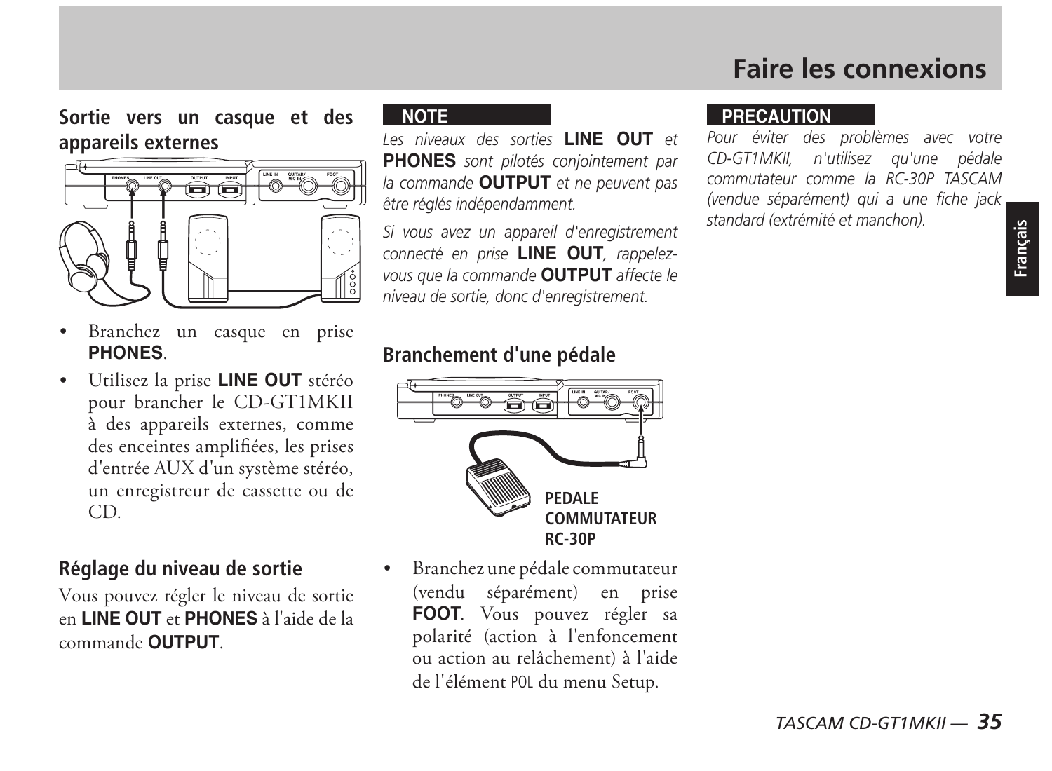# Faire les connexions

## Sortie vers un casque et des appareils externes

- Branchez un casque en prise **PHONES**.
- Utilisez la prise **LINE OUT** stéréo pour brancher le CD-GT1MKII à des appareils externes, comme des enceintes amplifiées, les prises d'entrée AUX d'un système stéréo, un enregistreur de cassette ou de CD.

## Réglage du niveau de sortie

Vous pouvez régler le niveau de sortie en **LINE OUT** et **PHONES** à l'aide de la commande **OUTPUT**.

**NOTE**

*Les niveaux des sorties* **LINE OUT** *et* **PHONES** *sont pilotés conjointement par la commande* **OUTPUT** *et ne peuvent pas être réglés indépendamment.*

*Si vous avez un appareil d'enregistrement connecté en prise* **LINE OUT**, *rappelez-vous que la commande* **OUTPUT** *affecte le niveau de sortie, donc d'enregistrement.*

## Branchement d'une pédale

**PEDALE COMMUTATEUR RC-30P**

- Branchez une pédale commutateur (vendu séparément) en prise **FOOT**. Vous pouvez régler sa polarité (action à l'enfoncement ou action au relâchement) à l'aide de l'élément POL du menu Setup.

**PRECAUTION**

*Pour éviter des problèmes avec votre CD-GT1MKII, n'utilisez qu'une pédale commutateur comme la RC-30P TASCAM (vendue séparément) qui a une fiche jack standard (extrémité et manchon).*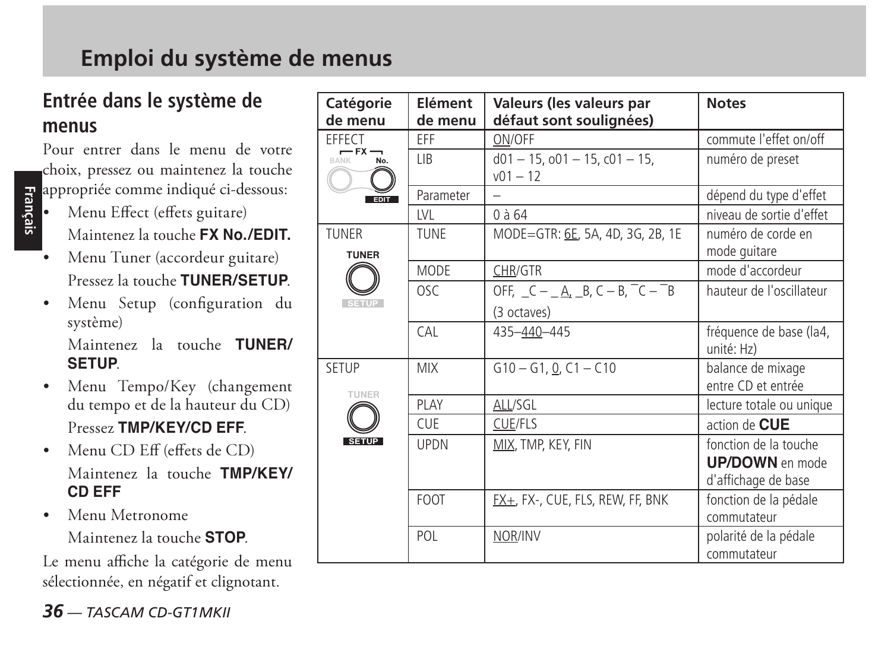# Emploi du système de menus

## Entrée dans le système de menus

Pour entrer dans le menu de votre choix, pressez ou maintenez la touche appropriée comme indiqué ci-dessous:

- Menu Effect (effets guitare)
  Maintenez la touche **FX No./EDIT.**
- Menu Tuner (accordeur guitare)
  Pressez la touche **TUNER/SETUP**.
- Menu Setup (configuration du système)
  Maintenez la touche **TUNER/SETUP**.
- Menu Tempo/Key (changement du tempo et de la hauteur du CD)
  Pressez **TMP/KEY/CD EFF**.
- Menu CD Eff (effets de CD)
  Maintenez la touche **TMP/KEY/CD EFF**
- Menu Metronome
  Maintenez la touche **STOP**.

Le menu affiche la catégorie de menu sélectionnée, en négatif et clignotant.

| Catégorie de menu | Elément de menu | Valeurs (les valeurs par défaut sont soulignées) | Notes |
|---|---|---|---|
| EFFECT | EFF | <u>ON</u>/OFF | commute l'effet on/off |
| | LIB | d01 – 15, o01 – 15, c01 – 15, v01 – 12 | numéro de preset |
| | Parameter | – | dépend du type d'effet |
| | LVL | 0 à 64 | niveau de sortie d'effet |
| TUNER | TUNE | MODE=GTR: <u>6E</u>, 5A, 4D, 3G, 2B, 1E | numéro de corde en mode guitare |
| | MODE | <u>CHR</u>/GTR | mode d'accordeur |
| | OSC | OFF, _C – _<u>A</u>, _B, C – B, ¯C – ¯B (3 octaves) | hauteur de l'oscillateur |
| | CAL | 435–<u>440</u>–445 | fréquence de base (la4, unité: Hz) |
| SETUP | MIX | G10 – G1, <u>0</u>, C1 – C10 | balance de mixage entre CD et entrée |
| | PLAY | <u>ALL</u>/SGL | lecture totale ou unique |
| | CUE | <u>CUE</u>/FLS | action de **CUE** |
| | UPDN | <u>MIX</u>, TMP, KEY, FIN | fonction de la touche **UP/DOWN** en mode d'affichage de base |
| | FOOT | <u>FX+</u>, FX-, CUE, FLS, REW, FF, BNK | fonction de la pédale commutateur |
| | POL | <u>NOR</u>/INV | polarité de la pédale commutateur |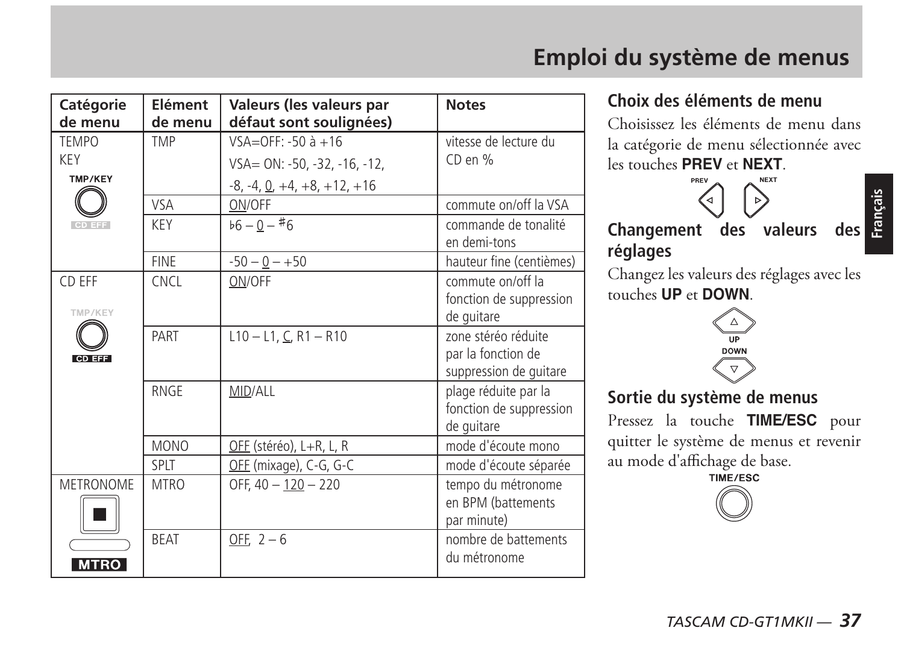# Emploi du système de menus

| Catégorie de menu | Elément de menu | Valeurs (les valeurs par défaut sont soulignées) | Notes |
|---|---|---|---|
| TEMPO KEY (TMP/KEY) | TMP | VSA=OFF: -50 à +16<br>VSA= ON: -50, -32, -16, -12, -8, -4, <u>0</u>, +4, +8, +12, +16 | vitesse de lecture du CD en % |
| | VSA | <u>ON</u>/OFF | commute on/off la VSA |
| | KEY | ♭6 – <u>0</u> – ♯6 | commande de tonalité en demi-tons |
| | FINE | -50 – <u>0</u> – +50 | hauteur fine (centièmes) |
| CD EFF (CD EFF) | CNCL | <u>ON</u>/OFF | commute on/off la fonction de suppression de guitare |
| | PART | L10 – L1, <u>C</u>, R1 – R10 | zone stéréo réduite par la fonction de suppression de guitare |
| | RNGE | <u>MID</u>/ALL | plage réduite par la fonction de suppression de guitare |
| | MONO | <u>OFF</u> (stéréo), L+R, L, R | mode d'écoute mono |
| | SPLT | <u>OFF</u> (mixage), C-G, G-C | mode d'écoute séparée |
| METRONOME (MTRO) | MTRO | OFF, 40 – <u>120</u> – 220 | tempo du métronome en BPM (battements par minute) |
| | BEAT | <u>OFF</u>, 2 – 6 | nombre de battements du métronome |

### Choix des éléments de menu

Choisissez les éléments de menu dans la catégorie de menu sélectionnée avec les touches **PREV** et **NEXT**.

### Changement des valeurs des réglages

Changez les valeurs des réglages avec les touches **UP** et **DOWN**.

### Sortie du système de menus

Pressez la touche **TIME/ESC** pour quitter le système de menus et revenir au mode d'affichage de base.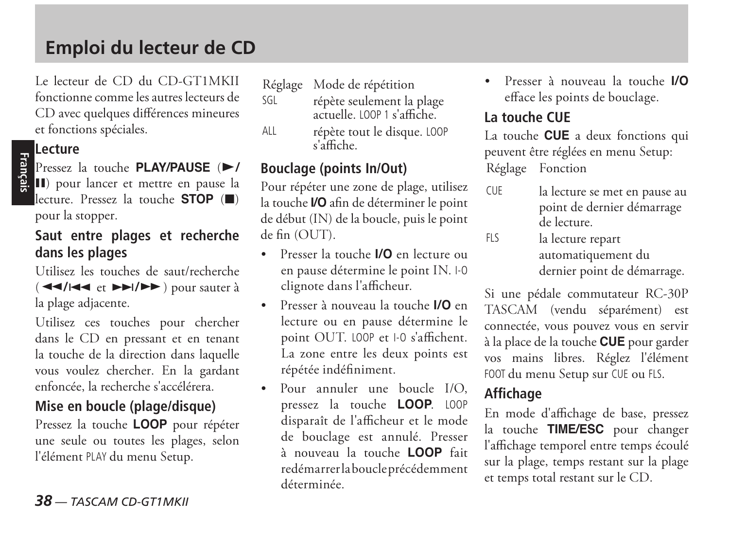# Emploi du lecteur de CD

Le lecteur de CD du CD-GT1MKII fonctionne comme les autres lecteurs de CD avec quelques différences mineures et fonctions spéciales.

## Lecture

Pressez la touche **PLAY/PAUSE** (►/❚❚) pour lancer et mettre en pause la lecture. Pressez la touche **STOP** (■) pour la stopper.

## Saut entre plages et recherche dans les plages

Utilisez les touches de saut/recherche (◄◄/I◄◄ et ►►I/►►) pour sauter à la plage adjacente.

Utilisez ces touches pour chercher dans le CD en pressant et en tenant la touche de la direction dans laquelle vous voulez chercher. En la gardant enfoncée, la recherche s'accélérera.

## Mise en boucle (plage/disque)

Pressez la touche **LOOP** pour répéter une seule ou toutes les plages, selon l'élément PLAY du menu Setup.

| Réglage | Mode de répétition |
| --- | --- |
| SGL | répète seulement la plage actuelle. LOOP 1 s'affiche. |
| ALL | répète tout le disque. LOOP s'affiche. |

## Bouclage (points In/Out)

Pour répéter une zone de plage, utilisez la touche **I/O** afin de déterminer le point de début (IN) de la boucle, puis le point de fin (OUT).

- Presser la touche **I/O** en lecture ou en pause détermine le point IN. I-O clignote dans l'afficheur.
- Presser à nouveau la touche **I/O** en lecture ou en pause détermine le point OUT. LOOP et I-O s'affichent. La zone entre les deux points est répétée indéfiniment.
- Pour annuler une boucle I/O, pressez la touche **LOOP**. LOOP disparaît de l'afficheur et le mode de bouclage est annulé. Presser à nouveau la touche **LOOP** fait redémarrer la boucle précédemment déterminée.
- Presser à nouveau la touche **I/O** efface les points de bouclage.

## La touche CUE

La touche **CUE** a deux fonctions qui peuvent être réglées en menu Setup:

| Réglage | Fonction |
| --- | --- |
| CUE | la lecture se met en pause au point de dernier démarrage de lecture. |
| FLS | la lecture repart automatiquement du dernier point de démarrage. |

Si une pédale commutateur RC-30P TASCAM (vendu séparément) est connectée, vous pouvez vous en servir à la place de la touche **CUE** pour garder vos mains libres. Réglez l'élément FOOT du menu Setup sur CUE ou FLS.

## Affichage

En mode d'affichage de base, pressez la touche **TIME/ESC** pour changer l'affichage temporel entre temps écoulé sur la plage, temps restant sur la plage et temps total restant sur le CD.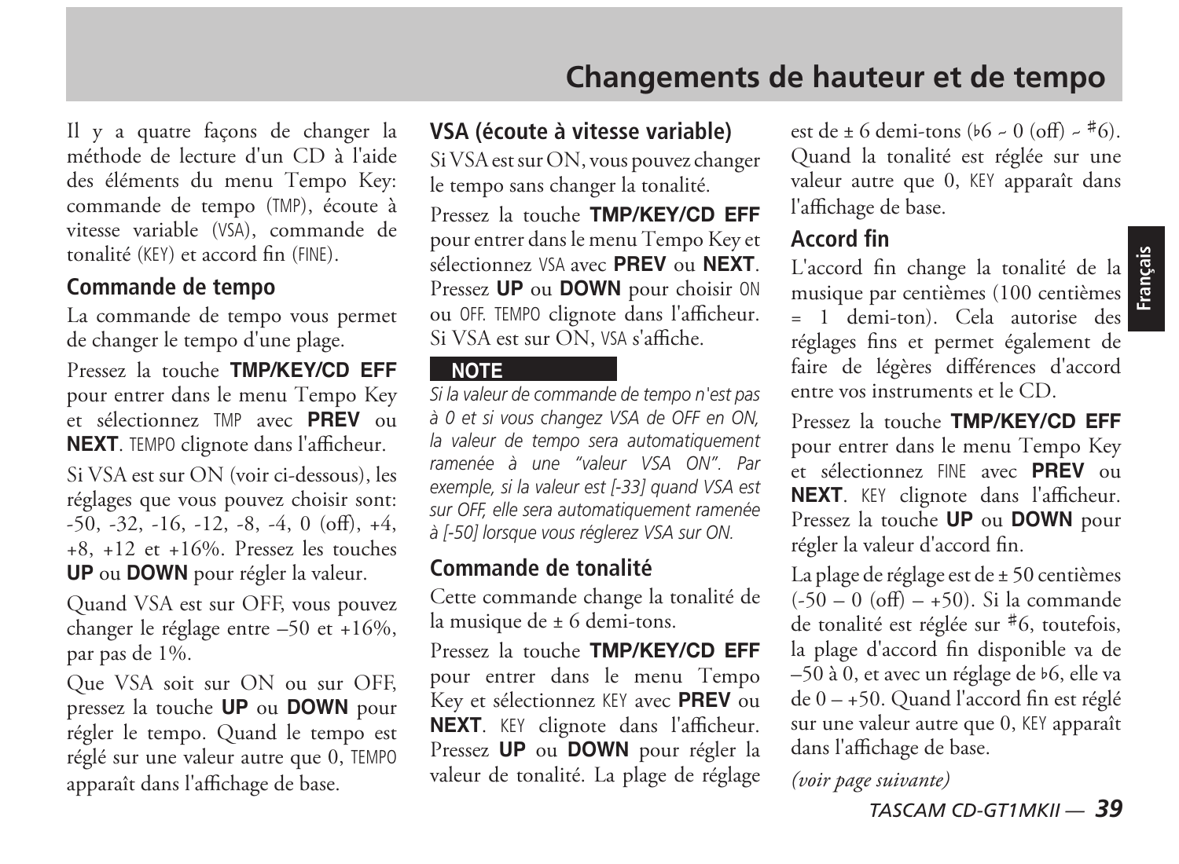# Changements de hauteur et de tempo

Il y a quatre façons de changer la méthode de lecture d'un CD à l'aide des éléments du menu Tempo Key: commande de tempo (TMP), écoute à vitesse variable (VSA), commande de tonalité (KEY) et accord fin (FINE).

## Commande de tempo

La commande de tempo vous permet de changer le tempo d'une plage.

Pressez la touche **TMP/KEY/CD EFF** pour entrer dans le menu Tempo Key et sélectionnez TMP avec **PREV** ou **NEXT**. TEMPO clignote dans l'afficheur.

Si VSA est sur ON (voir ci-dessous), les réglages que vous pouvez choisir sont: -50, -32, -16, -12, -8, -4, 0 (off), +4, +8, +12 et +16%. Pressez les touches **UP** ou **DOWN** pour régler la valeur.

Quand VSA est sur OFF, vous pouvez changer le réglage entre –50 et +16%, par pas de 1%.

Que VSA soit sur ON ou sur OFF, pressez la touche **UP** ou **DOWN** pour régler le tempo. Quand le tempo est réglé sur une valeur autre que 0, TEMPO apparaît dans l'affichage de base.

## VSA (écoute à vitesse variable)

Si VSA est sur ON, vous pouvez changer le tempo sans changer la tonalité.

Pressez la touche **TMP/KEY/CD EFF** pour entrer dans le menu Tempo Key et sélectionnez VSA avec **PREV** ou **NEXT**. Pressez **UP** ou **DOWN** pour choisir ON ou OFF. TEMPO clignote dans l'afficheur. Si VSA est sur ON, VSA s'affiche.

**NOTE**

*Si la valeur de commande de tempo n'est pas à 0 et si vous changez VSA de OFF en ON, la valeur de tempo sera automatiquement ramenée à une "valeur VSA ON". Par exemple, si la valeur est [-33] quand VSA est sur OFF, elle sera automatiquement ramenée à [-50] lorsque vous réglerez VSA sur ON.*

## Commande de tonalité

Cette commande change la tonalité de la musique de ± 6 demi-tons.

Pressez la touche **TMP/KEY/CD EFF** pour entrer dans le menu Tempo Key et sélectionnez KEY avec **PREV** ou **NEXT**. KEY clignote dans l'afficheur. Pressez **UP** ou **DOWN** pour régler la valeur de tonalité. La plage de réglage est de ± 6 demi-tons (♭6 ~ 0 (off) ~ ♯6). Quand la tonalité est réglée sur une valeur autre que 0, KEY apparaît dans l'affichage de base.

## Accord fin

L'accord fin change la tonalité de la musique par centièmes (100 centièmes = 1 demi-ton). Cela autorise des réglages fins et permet également de faire de légères différences d'accord entre vos instruments et le CD.

Pressez la touche **TMP/KEY/CD EFF** pour entrer dans le menu Tempo Key et sélectionnez FINE avec **PREV** ou **NEXT**. KEY clignote dans l'afficheur. Pressez la touche **UP** ou **DOWN** pour régler la valeur d'accord fin.

La plage de réglage est de ± 50 centièmes (-50 – 0 (off) – +50). Si la commande de tonalité est réglée sur ♯6, toutefois, la plage d'accord fin disponible va de –50 à 0, et avec un réglage de ♭6, elle va de 0 – +50. Quand l'accord fin est réglé sur une valeur autre que 0, KEY apparaît dans l'affichage de base.

*(voir page suivante)*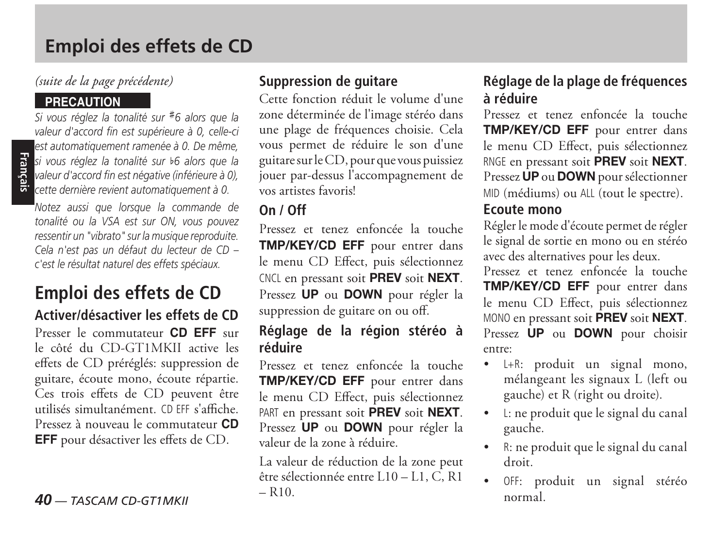# Emploi des effets de CD

*(suite de la page précédente)*

**PRECAUTION**

*Si vous réglez la tonalité sur ♯6 alors que la valeur d'accord fin est supérieure à 0, celle-ci est automatiquement ramenée à 0. De même, si vous réglez la tonalité sur ♭6 alors que la valeur d'accord fin est négative (inférieure à 0), cette dernière revient automatiquement à 0.*

*Notez aussi que lorsque la commande de tonalité ou la VSA est sur ON, vous pouvez ressentir un "vibrato" sur la musique reproduite. Cela n'est pas un défaut du lecteur de CD – c'est le résultat naturel des effets spéciaux.*

## Emploi des effets de CD

### Activer/désactiver les effets de CD

Presser le commutateur **CD EFF** sur le côté du CD-GT1MKII active les effets de CD préréglés: suppression de guitare, écoute mono, écoute répartie. Ces trois effets de CD peuvent être utilisés simultanément. CD EFF s'affiche. Pressez à nouveau le commutateur **CD EFF** pour désactiver les effets de CD.

### Suppression de guitare

Cette fonction réduit le volume d'une zone déterminée de l'image stéréo dans une plage de fréquences choisie. Cela vous permet de réduire le son d'une guitare sur le CD, pour que vous puissiez jouer par-dessus l'accompagnement de vos artistes favoris!

### On / Off

Pressez et tenez enfoncée la touche **TMP/KEY/CD EFF** pour entrer dans le menu CD Effect, puis sélectionnez CNCL en pressant soit **PREV** soit **NEXT**. Pressez **UP** ou **DOWN** pour régler la suppression de guitare on ou off.

### Réglage de la région stéréo à réduire

Pressez et tenez enfoncée la touche **TMP/KEY/CD EFF** pour entrer dans le menu CD Effect, puis sélectionnez PART en pressant soit **PREV** soit **NEXT**. Pressez **UP** ou **DOWN** pour régler la valeur de la zone à réduire.

La valeur de réduction de la zone peut être sélectionnée entre L10 – L1, C, R1 – R10.

### Réglage de la plage de fréquences à réduire

Pressez et tenez enfoncée la touche **TMP/KEY/CD EFF** pour entrer dans le menu CD Effect, puis sélectionnez RNGE en pressant soit **PREV** soit **NEXT**. Pressez **UP** ou **DOWN** pour sélectionner MID (médiums) ou ALL (tout le spectre).

### Ecoute mono

Régler le mode d'écoute permet de régler le signal de sortie en mono ou en stéréo avec des alternatives pour les deux.

Pressez et tenez enfoncée la touche **TMP/KEY/CD EFF** pour entrer dans le menu CD Effect, puis sélectionnez MONO en pressant soit **PREV** soit **NEXT**. Pressez **UP** ou **DOWN** pour choisir entre:

- L+R: produit un signal mono, mélangeant les signaux L (left ou gauche) et R (right ou droite).
- L: ne produit que le signal du canal gauche.
- R: ne produit que le signal du canal droit.
- OFF: produit un signal stéréo normal.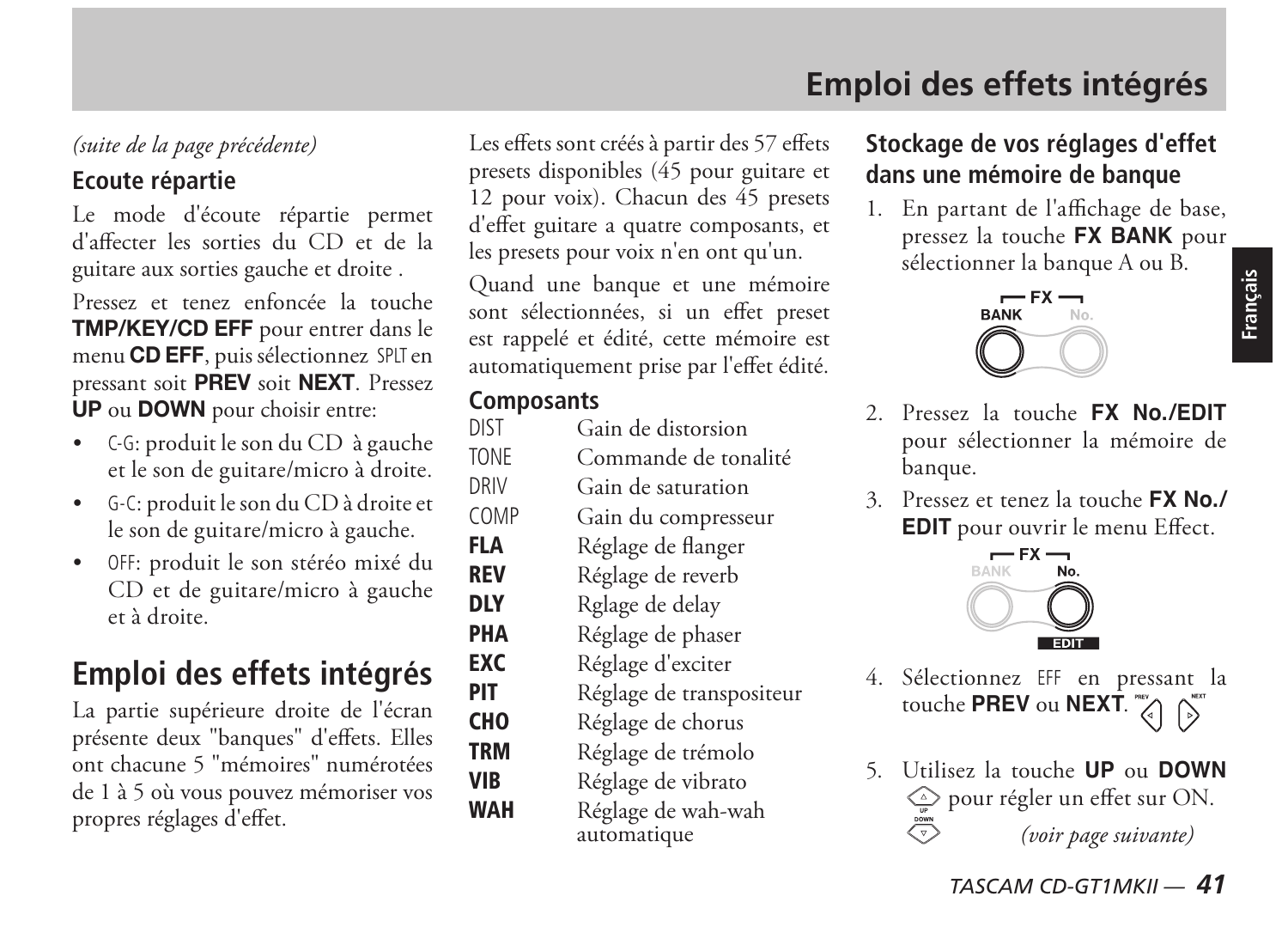*(suite de la page précédente)*

### Ecoute répartie

Le mode d'écoute répartie permet d'affecter les sorties du CD et de la guitare aux sorties gauche et droite .

Pressez et tenez enfoncée la touche **TMP/KEY/CD EFF** pour entrer dans le menu **CD EFF**, puis sélectionnez SPLT en pressant soit **PREV** soit **NEXT**. Pressez **UP** ou **DOWN** pour choisir entre:

- C-G: produit le son du CD à gauche et le son de guitare/micro à droite.
- G-C: produit le son du CD à droite et le son de guitare/micro à gauche.
- OFF: produit le son stéréo mixé du CD et de guitare/micro à gauche et à droite.

## Emploi des effets intégrés

La partie supérieure droite de l'écran présente deux "banques" d'effets. Elles ont chacune 5 "mémoires" numérotées de 1 à 5 où vous pouvez mémoriser vos propres réglages d'effet.

Les effets sont créés à partir des 57 effets presets disponibles (45 pour guitare et 12 pour voix). Chacun des 45 presets d'effet guitare a quatre composants, et les presets pour voix n'en ont qu'un.

Quand une banque et une mémoire sont sélectionnées, si un effet preset est rappelé et édité, cette mémoire est automatiquement prise par l'effet édité.

### Composants

| | |
|---|---|
| DIST | Gain de distorsion |
| TONE | Commande de tonalité |
| DRIV | Gain de saturation |
| COMP | Gain du compresseur |
| **FLA** | Réglage de flanger |
| **REV** | Réglage de reverb |
| **DLY** | Rglage de delay |
| **PHA** | Réglage de phaser |
| **EXC** | Réglage d'exciter |
| **PIT** | Réglage de transpositeur |
| **CHO** | Réglage de chorus |
| **TRM** | Réglage de trémolo |
| **VIB** | Réglage de vibrato |
| **WAH** | Réglage de wah-wah automatique |

### Stockage de vos réglages d'effet dans une mémoire de banque

1. En partant de l'affichage de base, pressez la touche **FX BANK** pour sélectionner la banque A ou B.
2. Pressez la touche **FX No./EDIT** pour sélectionner la mémoire de banque.
3. Pressez et tenez la touche **FX No./EDIT** pour ouvrir le menu Effect.
4. Sélectionnez EFF en pressant la touche **PREV** ou **NEXT**.
5. Utilisez la touche **UP** ou **DOWN** pour régler un effet sur ON.

*(voir page suivante)*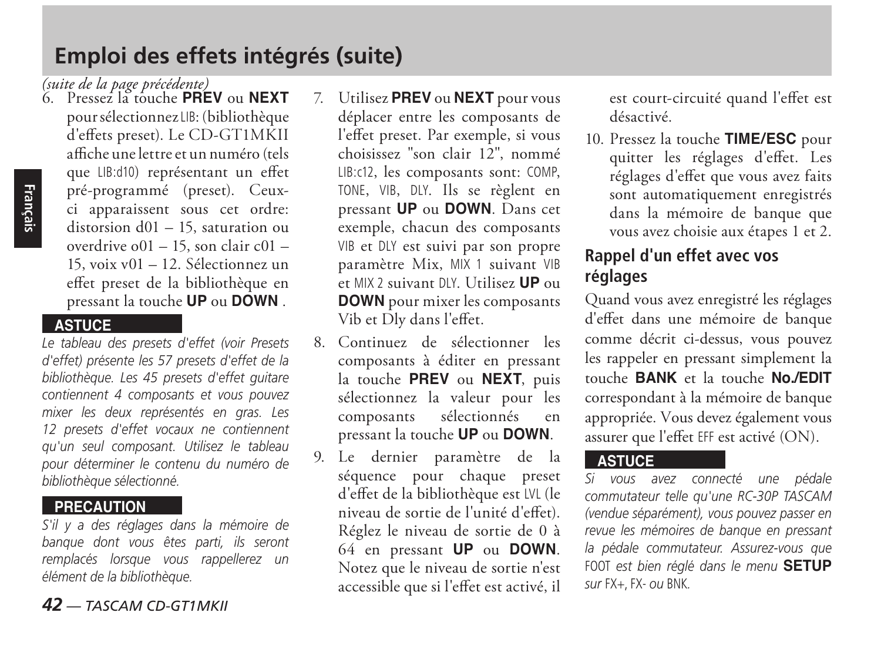# Emploi des effets intégrés (suite)

*(suite de la page précédente)*

6. Pressez la touche **PREV** ou **NEXT** pour sélectionnez LIB: (bibliothèque d'effets preset). Le CD-GT1MKII affiche une lettre et un numéro (tels que LIB:d10) représentant un effet pré-programmé (preset). Ceux-ci apparaissent sous cet ordre: distorsion d01 – 15, saturation ou overdrive o01 – 15, son clair c01 – 15, voix v01 – 12. Sélectionnez un effet preset de la bibliothèque en pressant la touche **UP** ou **DOWN** .

**ASTUCE**

*Le tableau des presets d'effet (voir Presets d'effet) présente les 57 presets d'effet de la bibliothèque. Les 45 presets d'effet guitare contiennent 4 composants et vous pouvez mixer les deux représentés en gras. Les 12 presets d'effet vocaux ne contiennent qu'un seul composant. Utilisez le tableau pour déterminer le contenu du numéro de bibliothèque sélectionné.*

**PRECAUTION**

*S'il y a des réglages dans la mémoire de banque dont vous êtes parti, ils seront remplacés lorsque vous rappellerez un élément de la bibliothèque.*

7. Utilisez **PREV** ou **NEXT** pour vous déplacer entre les composants de l'effet preset. Par exemple, si vous choisissez "son clair 12", nommé LIB:c12, les composants sont: COMP, TONE, VIB, DLY. Ils se règlent en pressant **UP** ou **DOWN**. Dans cet exemple, chacun des composants VIB et DLY est suivi par son propre paramètre Mix, MIX 1 suivant VIB et MIX 2 suivant DLY. Utilisez **UP** ou **DOWN** pour mixer les composants Vib et Dly dans l'effet.
8. Continuez de sélectionner les composants à éditer en pressant la touche **PREV** ou **NEXT**, puis sélectionnez la valeur pour les composants sélectionnés en pressant la touche **UP** ou **DOWN**.
9. Le dernier paramètre de la séquence pour chaque preset d'effet de la bibliothèque est LVL (le niveau de sortie de l'unité d'effet). Réglez le niveau de sortie de 0 à 64 en pressant **UP** ou **DOWN**. Notez que le niveau de sortie n'est accessible que si l'effet est activé, il est court-circuité quand l'effet est désactivé.
10. Pressez la touche **TIME/ESC** pour quitter les réglages d'effet. Les réglages d'effet que vous avez faits sont automatiquement enregistrés dans la mémoire de banque que vous avez choisie aux étapes 1 et 2.

## Rappel d'un effet avec vos réglages

Quand vous avez enregistré les réglages d'effet dans une mémoire de banque comme décrit ci-dessus, vous pouvez les rappeler en pressant simplement la touche **BANK** et la touche **No./EDIT** correspondant à la mémoire de banque appropriée. Vous devez également vous assurer que l'effet EFF est activé (ON).

**ASTUCE**

*Si vous avez connecté une pédale commutateur telle qu'une RC-30P TASCAM (vendue séparément), vous pouvez passer en revue les mémoires de banque en pressant la pédale commutateur. Assurez-vous que* FOOT *est bien réglé dans le menu* **SETUP** *sur* FX+, FX- *ou* BNK.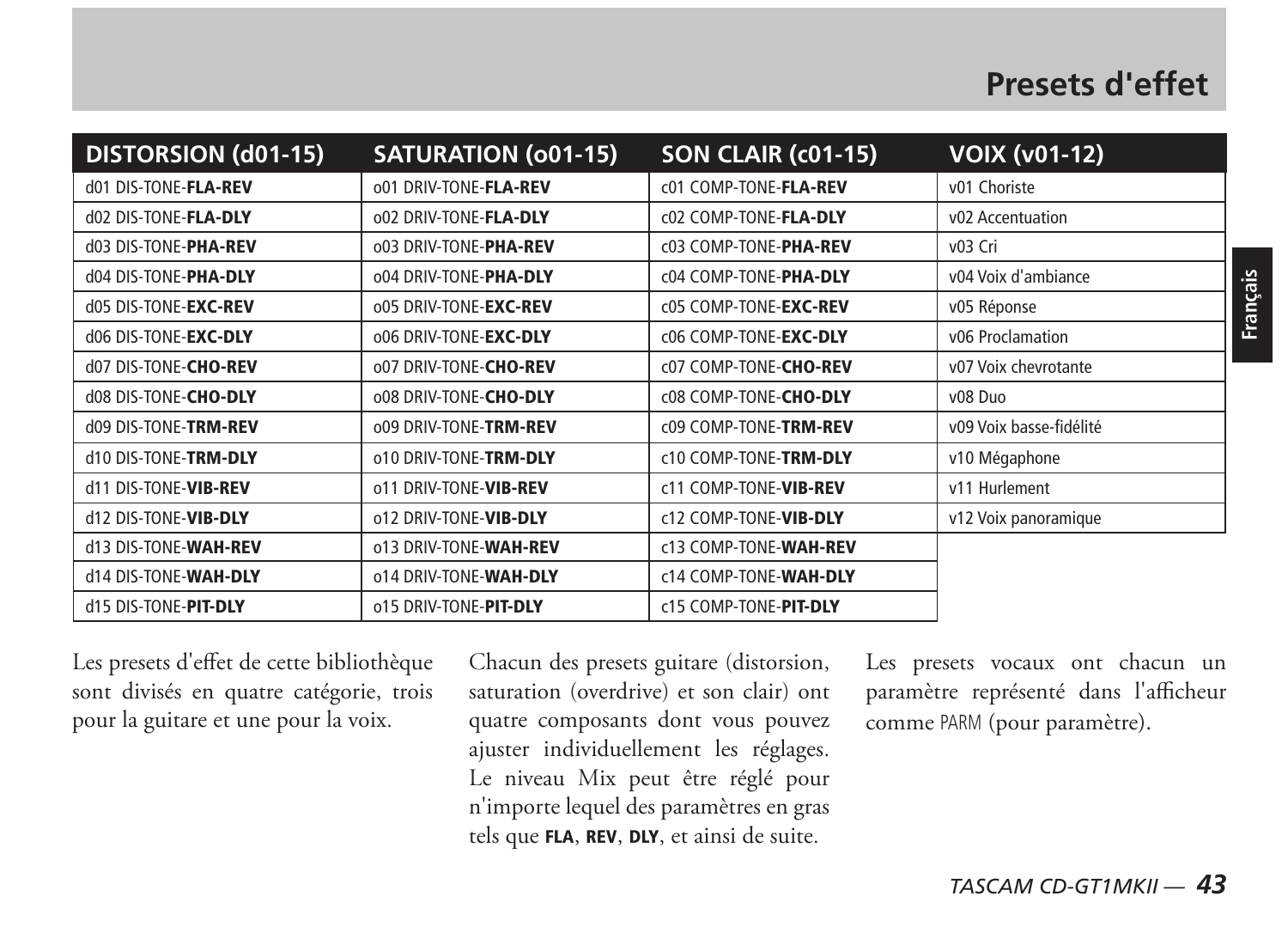# Presets d'effet

| DISTORSION (d01-15) | SATURATION (o01-15) | SON CLAIR (c01-15) | VOIX (v01-12) |
|---|---|---|---|
| d01 DIS-TONE-**FLA-REV** | o01 DRIV-TONE-**FLA-REV** | c01 COMP-TONE-**FLA-REV** | v01 Choriste |
| d02 DIS-TONE-**FLA-DLY** | o02 DRIV-TONE-**FLA-DLY** | c02 COMP-TONE-**FLA-DLY** | v02 Accentuation |
| d03 DIS-TONE-**PHA-REV** | o03 DRIV-TONE-**PHA-REV** | c03 COMP-TONE-**PHA-REV** | v03 Cri |
| d04 DIS-TONE-**PHA-DLY** | o04 DRIV-TONE-**PHA-DLY** | c04 COMP-TONE-**PHA-DLY** | v04 Voix d'ambiance |
| d05 DIS-TONE-**EXC-REV** | o05 DRIV-TONE-**EXC-REV** | c05 COMP-TONE-**EXC-REV** | v05 Réponse |
| d06 DIS-TONE-**EXC-DLY** | o06 DRIV-TONE-**EXC-DLY** | c06 COMP-TONE-**EXC-DLY** | v06 Proclamation |
| d07 DIS-TONE-**CHO-REV** | o07 DRIV-TONE-**CHO-REV** | c07 COMP-TONE-**CHO-REV** | v07 Voix chevrotante |
| d08 DIS-TONE-**CHO-DLY** | o08 DRIV-TONE-**CHO-DLY** | c08 COMP-TONE-**CHO-DLY** | v08 Duo |
| d09 DIS-TONE-**TRM-REV** | o09 DRIV-TONE-**TRM-REV** | c09 COMP-TONE-**TRM-REV** | v09 Voix basse-fidélité |
| d10 DIS-TONE-**TRM-DLY** | o10 DRIV-TONE-**TRM-DLY** | c10 COMP-TONE-**TRM-DLY** | v10 Mégaphone |
| d11 DIS-TONE-**VIB-REV** | o11 DRIV-TONE-**VIB-REV** | c11 COMP-TONE-**VIB-REV** | v11 Hurlement |
| d12 DIS-TONE-**VIB-DLY** | o12 DRIV-TONE-**VIB-DLY** | c12 COMP-TONE-**VIB-DLY** | v12 Voix panoramique |
| d13 DIS-TONE-**WAH-REV** | o13 DRIV-TONE-**WAH-REV** | c13 COMP-TONE-**WAH-REV** | |
| d14 DIS-TONE-**WAH-DLY** | o14 DRIV-TONE-**WAH-DLY** | c14 COMP-TONE-**WAH-DLY** | |
| d15 DIS-TONE-**PIT-DLY** | o15 DRIV-TONE-**PIT-DLY** | c15 COMP-TONE-**PIT-DLY** | |

Les presets d'effet de cette bibliothèque sont divisés en quatre catégorie, trois pour la guitare et une pour la voix.

Chacun des presets guitare (distorsion, saturation (overdrive) et son clair) ont quatre composants dont vous pouvez ajuster individuellement les réglages. Le niveau Mix peut être réglé pour n'importe lequel des paramètres en gras tels que **FLA**, **REV**, **DLY**, et ainsi de suite.

Les presets vocaux ont chacun un paramètre représenté dans l'afficheur comme PARM (pour paramètre).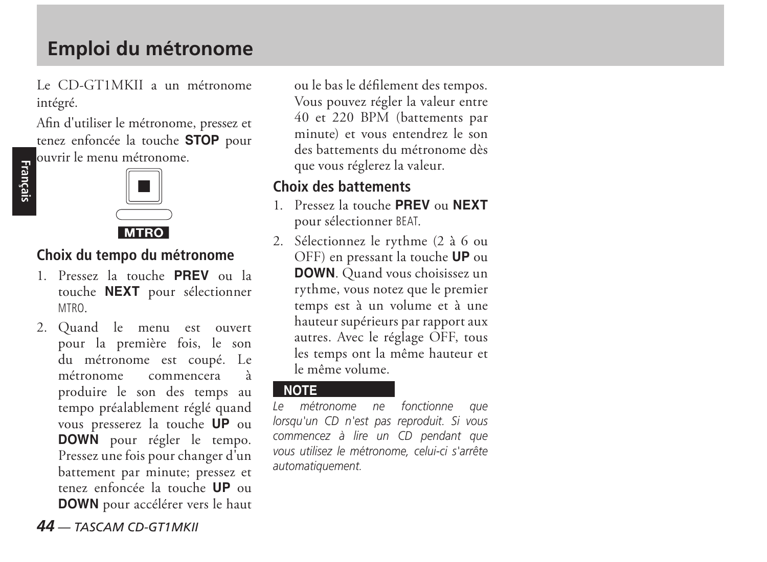# Emploi du métronome

Le CD-GT1MKII a un métronome intégré.

Afin d'utiliser le métronome, pressez et tenez enfoncée la touche **STOP** pour ouvrir le menu métronome.

MTRO

## Choix du tempo du métronome

1. Pressez la touche **PREV** ou la touche **NEXT** pour sélectionner MTRO.
2. Quand le menu est ouvert pour la première fois, le son du métronome est coupé. Le métronome commencera à produire le son des temps au tempo préalablement réglé quand vous presserez la touche **UP** ou **DOWN** pour régler le tempo. Pressez une fois pour changer d'un battement par minute; pressez et tenez enfoncée la touche **UP** ou **DOWN** pour accélérer vers le haut ou le bas le défilement des tempos. Vous pouvez régler la valeur entre 40 et 220 BPM (battements par minute) et vous entendrez le son des battements du métronome dès que vous réglerez la valeur.

## Choix des battements

1. Pressez la touche **PREV** ou **NEXT** pour sélectionner BEAT.
2. Sélectionnez le rythme (2 à 6 ou OFF) en pressant la touche **UP** ou **DOWN**. Quand vous choisissez un rythme, vous notez que le premier temps est à un volume et à une hauteur supérieurs par rapport aux autres. Avec le réglage OFF, tous les temps ont la même hauteur et le même volume.

**NOTE**

*Le métronome ne fonctionne que lorsqu'un CD n'est pas reproduit. Si vous commencez à lire un CD pendant que vous utilisez le métronome, celui-ci s'arrête automatiquement.*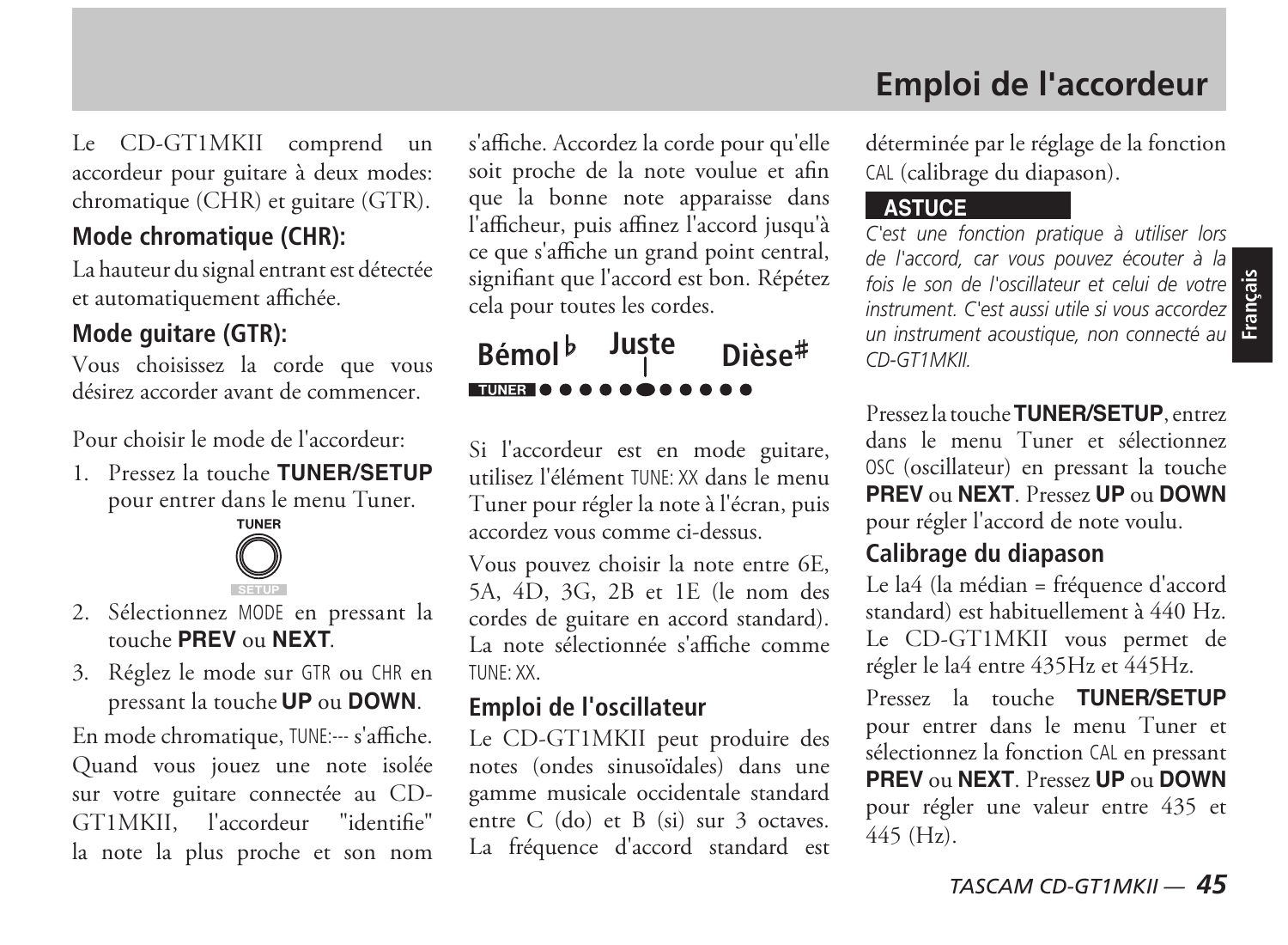# Emploi de l'accordeur

Le CD-GT1MKII comprend un accordeur pour guitare à deux modes: chromatique (CHR) et guitare (GTR).

### Mode chromatique (CHR):

La hauteur du signal entrant est détectée et automatiquement affichée.

### Mode guitare (GTR):

Vous choisissez la corde que vous désirez accorder avant de commencer.

Pour choisir le mode de l'accordeur:

1. Pressez la touche **TUNER/SETUP** pour entrer dans le menu Tuner.
2. Sélectionnez MODE en pressant la touche **PREV** ou **NEXT**.
3. Réglez le mode sur GTR ou CHR en pressant la touche **UP** ou **DOWN**.

En mode chromatique, TUNE:--- s'affiche. Quand vous jouez une note isolée sur votre guitare connectée au CD-GT1MKII, l'accordeur "identifie" la note la plus proche et son nom s'affiche. Accordez la corde pour qu'elle soit proche de la note voulue et afin que la bonne note apparaisse dans l'afficheur, puis affinez l'accord jusqu'à ce que s'affiche un grand point central, signifiant que l'accord est bon. Répétez cela pour toutes les cordes.

Bémol ♭ Juste Dièse#

Si l'accordeur est en mode guitare, utilisez l'élément TUNE: XX dans le menu Tuner pour régler la note à l'écran, puis accordez vous comme ci-dessus.

Vous pouvez choisir la note entre 6E, 5A, 4D, 3G, 2B et 1E (le nom des cordes de guitare en accord standard). La note sélectionnée s'affiche comme TUNE: XX.

### Emploi de l'oscillateur

Le CD-GT1MKII peut produire des notes (ondes sinusoïdales) dans une gamme musicale occidentale standard entre C (do) et B (si) sur 3 octaves. La fréquence d'accord standard est déterminée par le réglage de la fonction CAL (calibrage du diapason).

**ASTUCE**

*C'est une fonction pratique à utiliser lors de l'accord, car vous pouvez écouter à la fois le son de l'oscillateur et celui de votre instrument. C'est aussi utile si vous accordez un instrument acoustique, non connecté au CD-GT1MKII.*

Pressez la touche **TUNER/SETUP**, entrez dans le menu Tuner et sélectionnez OSC (oscillateur) en pressant la touche **PREV** ou **NEXT**. Pressez **UP** ou **DOWN** pour régler l'accord de note voulu.

### Calibrage du diapason

Le la4 (la médian = fréquence d'accord standard) est habituellement à 440 Hz. Le CD-GT1MKII vous permet de régler le la4 entre 435Hz et 445Hz.

Pressez la touche **TUNER/SETUP** pour entrer dans le menu Tuner et sélectionnez la fonction CAL en pressant **PREV** ou **NEXT**. Pressez **UP** ou **DOWN** pour régler une valeur entre 435 et 445 (Hz).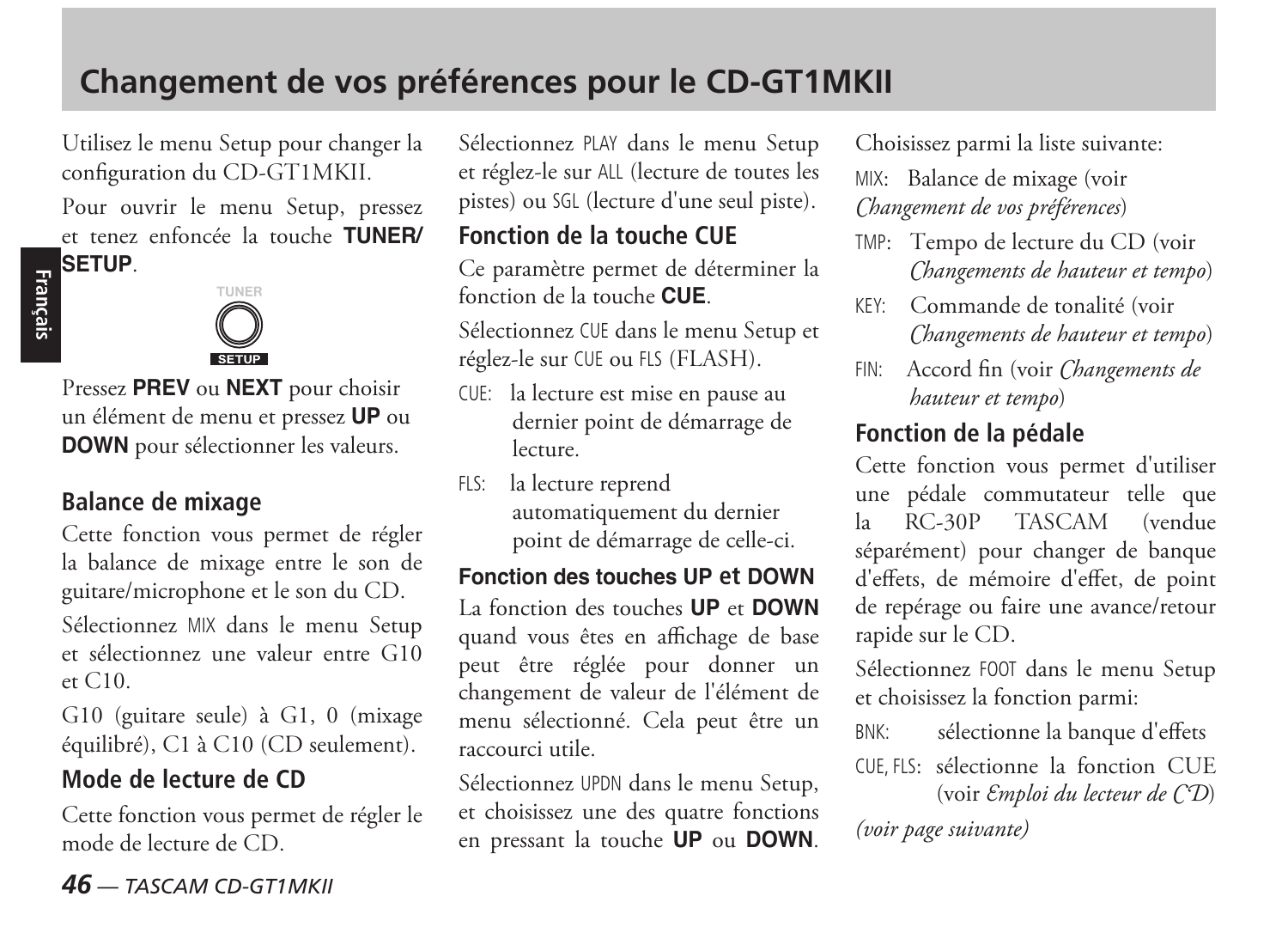# Changement de vos préférences pour le CD-GT1MKII

Utilisez le menu Setup pour changer la configuration du CD-GT1MKII.

Pour ouvrir le menu Setup, pressez et tenez enfoncée la touche **TUNER/SETUP**.

Pressez **PREV** ou **NEXT** pour choisir un élément de menu et pressez **UP** ou **DOWN** pour sélectionner les valeurs.

## Balance de mixage

Cette fonction vous permet de régler la balance de mixage entre le son de guitare/microphone et le son du CD.

Sélectionnez MIX dans le menu Setup et sélectionnez une valeur entre G10 et C10.

G10 (guitare seule) à G1, 0 (mixage équilibré), C1 à C10 (CD seulement).

## Mode de lecture de CD

Cette fonction vous permet de régler le mode de lecture de CD.

Sélectionnez PLAY dans le menu Setup et réglez-le sur ALL (lecture de toutes les pistes) ou SGL (lecture d'une seul piste).

## Fonction de la touche CUE

Ce paramètre permet de déterminer la fonction de la touche **CUE**.

Sélectionnez CUE dans le menu Setup et réglez-le sur CUE ou FLS (FLASH).

CUE: la lecture est mise en pause au dernier point de démarrage de lecture.

FLS: la lecture reprend automatiquement du dernier point de démarrage de celle-ci.

## Fonction des touches UP et DOWN

La fonction des touches **UP** et **DOWN** quand vous êtes en affichage de base peut être réglée pour donner un changement de valeur de l'élément de menu sélectionné. Cela peut être un raccourci utile.

Sélectionnez UPDN dans le menu Setup, et choisissez une des quatre fonctions en pressant la touche **UP** ou **DOWN**.

Choisissez parmi la liste suivante:

MIX: Balance de mixage (voir *Changement de vos préférences*)

TMP: Tempo de lecture du CD (voir *Changements de hauteur et tempo*)

KEY: Commande de tonalité (voir *Changements de hauteur et tempo*)

FIN: Accord fin (voir *Changements de hauteur et tempo*)

## Fonction de la pédale

Cette fonction vous permet d'utiliser une pédale commutateur telle que la RC-30P TASCAM (vendue séparément) pour changer de banque d'effets, de mémoire d'effet, de point de repérage ou faire une avance/retour rapide sur le CD.

Sélectionnez FOOT dans le menu Setup et choisissez la fonction parmi:

BNK: sélectionne la banque d'effets

CUE, FLS: sélectionne la fonction CUE (voir *Emploi du lecteur de CD*)

*(voir page suivante)*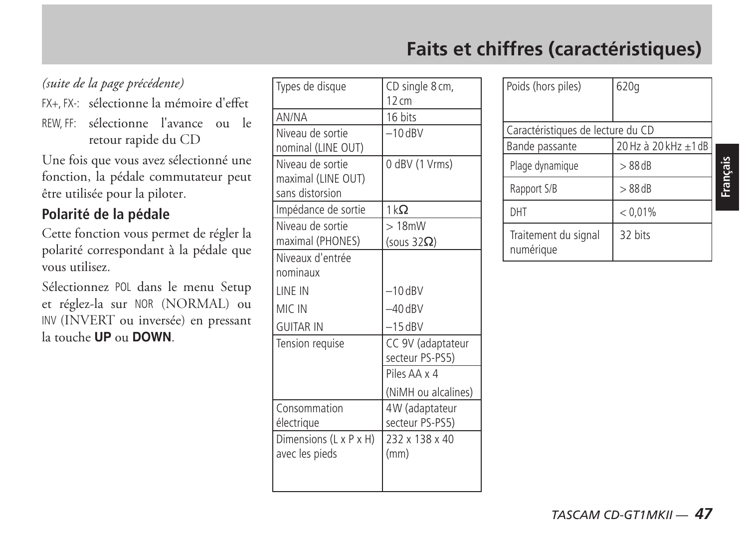# Faits et chiffres (caractéristiques)

*(suite de la page précédente)*

FX+, FX-: sélectionne la mémoire d'effet

REW, FF: sélectionne l'avance ou le retour rapide du CD

Une fois que vous avez sélectionné une fonction, la pédale commutateur peut être utilisée pour la piloter.

## Polarité de la pédale

Cette fonction vous permet de régler la polarité correspondant à la pédale que vous utilisez.

Sélectionnez POL dans le menu Setup et réglez-la sur NOR (NORMAL) ou INV (INVERT ou inversée) en pressant la touche **UP** ou **DOWN**.

| | |
|---|---|
| Types de disque | CD single 8 cm, 12 cm |
| AN/NA | 16 bits |
| Niveau de sortie nominal (LINE OUT) | –10 dBV |
| Niveau de sortie maximal (LINE OUT) sans distorsion | 0 dBV (1 Vrms) |
| Impédance de sortie | 1 kΩ |
| Niveau de sortie maximal (PHONES) | > 18mW (sous 32Ω) |
| Niveaux d'entrée nominaux | |
| LINE IN | –10 dBV |
| MIC IN | –40 dBV |
| GUITAR IN | –15 dBV |
| Tension requise | CC 9V (adaptateur secteur PS-PS5) |
| | Piles AA x 4 (NiMH ou alcalines) |
| Consommation électrique | 4W (adaptateur secteur PS-PS5) |
| Dimensions (L x P x H) avec les pieds | 232 x 138 x 40 (mm) |

| | |
|---|---|
| Poids (hors piles) | 620g |
| Caractéristiques de lecture du CD | |
| Bande passante | 20 Hz à 20 kHz ±1 dB |
| Plage dynamique | > 88 dB |
| Rapport S/B | > 88 dB |
| DHT | < 0,01% |
| Traitement du signal numérique | 32 bits |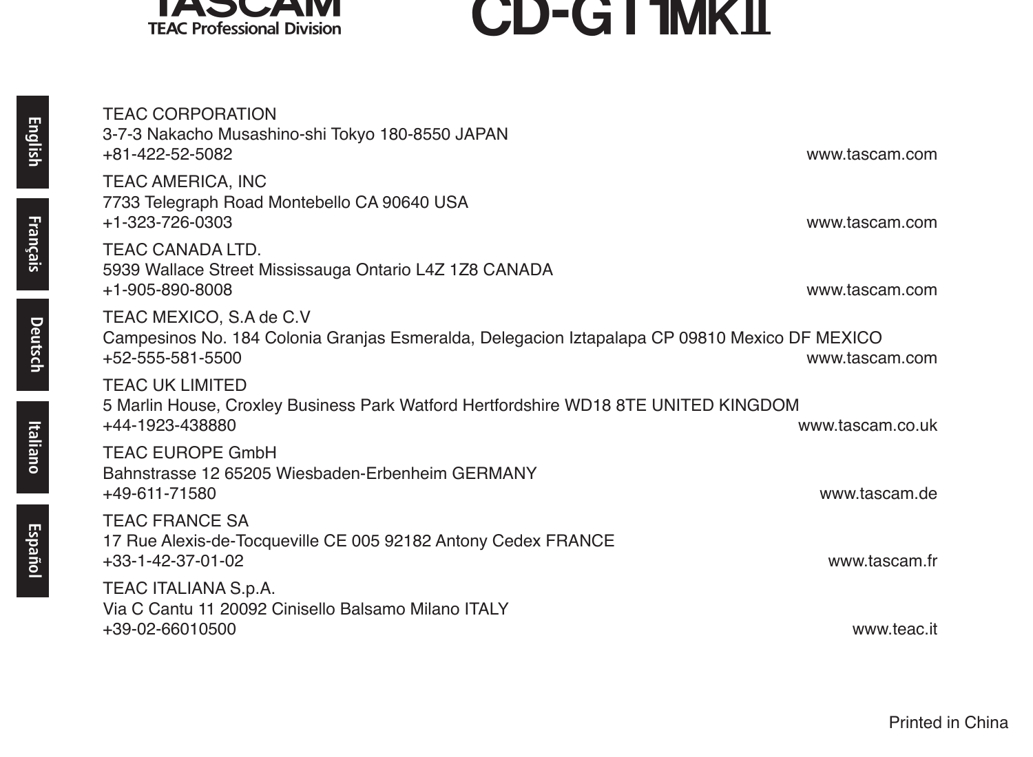# TASCAM

TEAC Professional Division

# CD-GT1MKII

English

Français

Deutsch

Italiano

Español

TEAC CORPORATION
3-7-3 Nakacho Musashino-shi Tokyo 180-8550 JAPAN
+81-422-52-5082 www.tascam.com

TEAC AMERICA, INC
7733 Telegraph Road Montebello CA 90640 USA
+1-323-726-0303 www.tascam.com

TEAC CANADA LTD.
5939 Wallace Street Mississauga Ontario L4Z 1Z8 CANADA
+1-905-890-8008 www.tascam.com

TEAC MEXICO, S.A de C.V
Campesinos No. 184 Colonia Granjas Esmeralda, Delegacion Iztapalapa CP 09810 Mexico DF MEXICO
+52-555-581-5500 www.tascam.com

TEAC UK LIMITED
5 Marlin House, Croxley Business Park Watford Hertfordshire WD18 8TE UNITED KINGDOM
+44-1923-438880 www.tascam.co.uk

TEAC EUROPE GmbH
Bahnstrasse 12 65205 Wiesbaden-Erbenheim GERMANY
+49-611-71580 www.tascam.de

TEAC FRANCE SA
17 Rue Alexis-de-Tocqueville CE 005 92182 Antony Cedex FRANCE
+33-1-42-37-01-02 www.tascam.fr

TEAC ITALIANA S.p.A.
Via C Cantu 11 20092 Cinisello Balsamo Milano ITALY
+39-02-66010500 www.teac.it

Printed in China